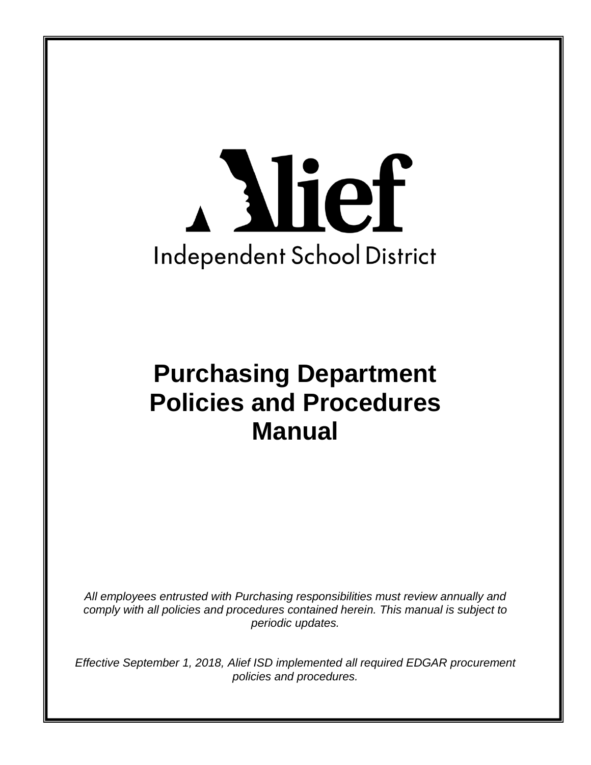# Alief

Independent School District

# Purchasing Department Policies and Procedures Manual

*All employees entrusted with Purchasing responsibilities must review annually and comply with all policies and procedures contained herein. This manual is subject to periodic updates.*

*Effective September 1, 2018, Alief ISD implemented all required EDGAR procurement policies and procedures.*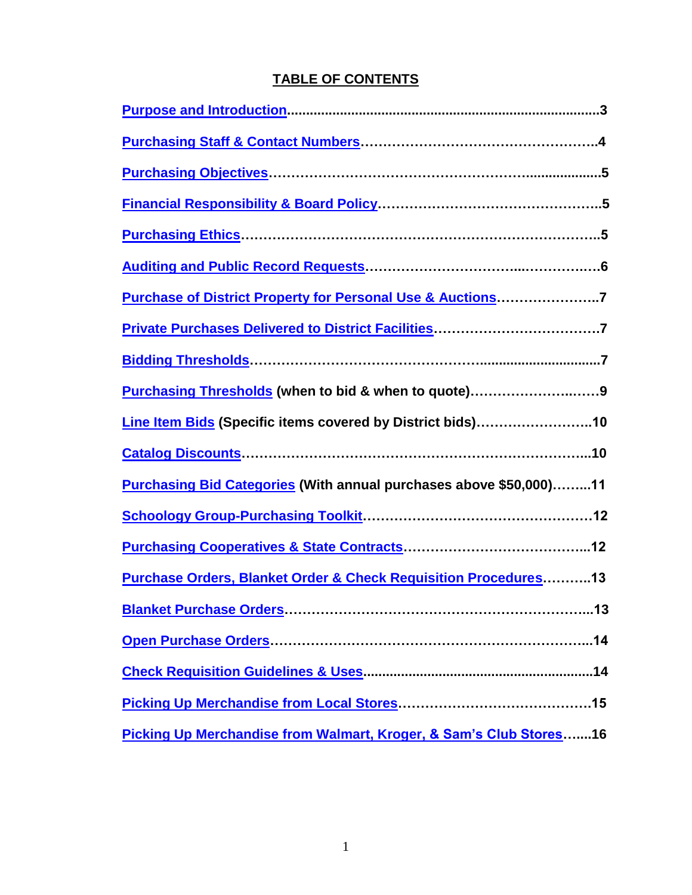## TABLE OF CONTENTS

| | |
|---|---|
| **Purpose and Introduction** | **3** |
| **Purchasing Staff & Contact Numbers** | **4** |
| **Purchasing Objectives** | **5** |
| **Financial Responsibility & Board Policy** | **5** |
| **Purchasing Ethics** | **5** |
| **Auditing and Public Record Requests** | **6** |
| **Purchase of District Property for Personal Use & Auctions** | **7** |
| **Private Purchases Delivered to District Facilities** | **7** |
| **Bidding Thresholds** | **7** |
| **Purchasing Thresholds (when to bid & when to quote)** | **9** |
| **Line Item Bids (Specific items covered by District bids)** | **10** |
| **Catalog Discounts** | **10** |
| **Purchasing Bid Categories (With annual purchases above $50,000)** | **11** |
| **Schoology Group-Purchasing Toolkit** | **12** |
| **Purchasing Cooperatives & State Contracts** | **12** |
| **Purchase Orders, Blanket Order & Check Requisition Procedures** | **13** |
| **Blanket Purchase Orders** | **13** |
| **Open Purchase Orders** | **14** |
| **Check Requisition Guidelines & Uses** | **14** |
| **Picking Up Merchandise from Local Stores** | **15** |
| **Picking Up Merchandise from Walmart, Kroger, & Sam's Club Stores** | **16** |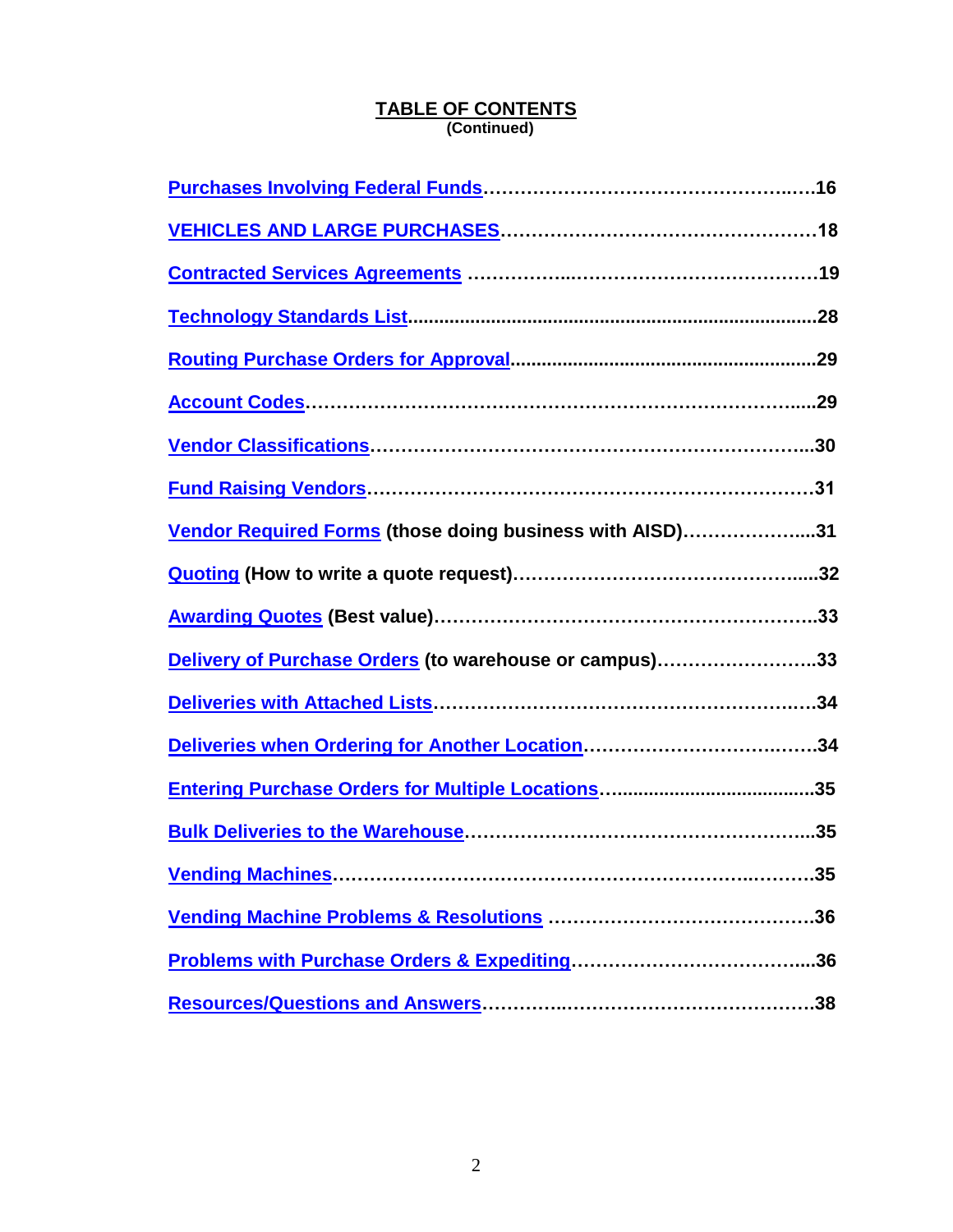# TABLE OF CONTENTS
**(Continued)**

| | |
|---|---|
| **Purchases Involving Federal Funds** | **16** |
| **VEHICLES AND LARGE PURCHASES** | **18** |
| **Contracted Services Agreements** | **19** |
| **Technology Standards List** | **28** |
| **Routing Purchase Orders for Approval** | **29** |
| **Account Codes** | **29** |
| **Vendor Classifications** | **30** |
| **Fund Raising Vendors** | **31** |
| **Vendor Required Forms (those doing business with AISD)** | **31** |
| **Quoting (How to write a quote request)** | **32** |
| **Awarding Quotes (Best value)** | **33** |
| **Delivery of Purchase Orders (to warehouse or campus)** | **33** |
| **Deliveries with Attached Lists** | **34** |
| **Deliveries when Ordering for Another Location** | **34** |
| **Entering Purchase Orders for Multiple Locations** | **35** |
| **Bulk Deliveries to the Warehouse** | **35** |
| **Vending Machines** | **35** |
| **Vending Machine Problems & Resolutions** | **36** |
| **Problems with Purchase Orders & Expediting** | **36** |
| **Resources/Questions and Answers** | **38** |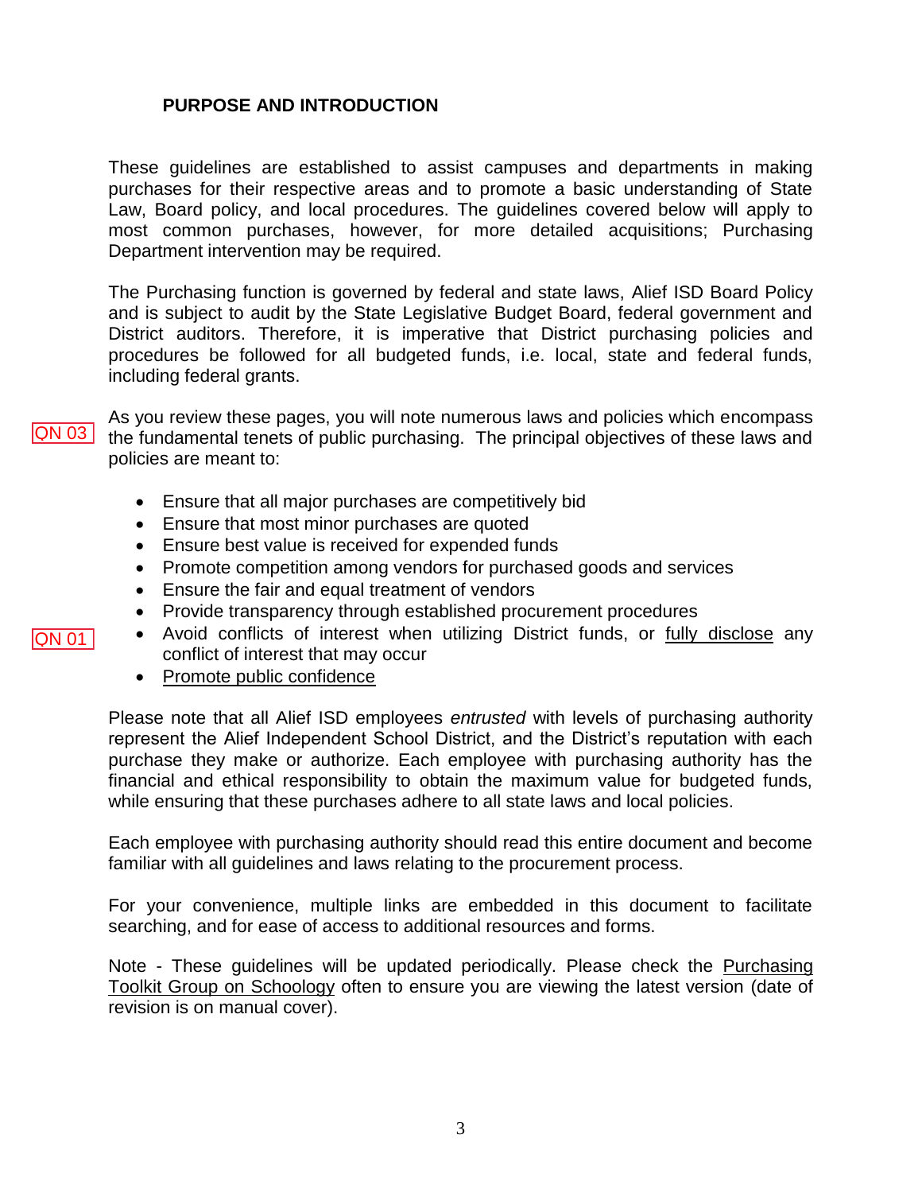## PURPOSE AND INTRODUCTION

These guidelines are established to assist campuses and departments in making purchases for their respective areas and to promote a basic understanding of State Law, Board policy, and local procedures. The guidelines covered below will apply to most common purchases, however, for more detailed acquisitions; Purchasing Department intervention may be required.

The Purchasing function is governed by federal and state laws, Alief ISD Board Policy and is subject to audit by the State Legislative Budget Board, federal government and District auditors. Therefore, it is imperative that District purchasing policies and procedures be followed for all budgeted funds, i.e. local, state and federal funds, including federal grants.

QN 03

As you review these pages, you will note numerous laws and policies which encompass the fundamental tenets of public purchasing. The principal objectives of these laws and policies are meant to:

- Ensure that all major purchases are competitively bid
- Ensure that most minor purchases are quoted
- Ensure best value is received for expended funds
- Promote competition among vendors for purchased goods and services
- Ensure the fair and equal treatment of vendors
- Provide transparency through established procurement procedures
- Avoid conflicts of interest when utilizing District funds, or fully disclose any conflict of interest that may occur (QN 01)
- Promote public confidence

Please note that all Alief ISD employees *entrusted* with levels of purchasing authority represent the Alief Independent School District, and the District's reputation with each purchase they make or authorize. Each employee with purchasing authority has the financial and ethical responsibility to obtain the maximum value for budgeted funds, while ensuring that these purchases adhere to all state laws and local policies.

Each employee with purchasing authority should read this entire document and become familiar with all guidelines and laws relating to the procurement process.

For your convenience, multiple links are embedded in this document to facilitate searching, and for ease of access to additional resources and forms.

Note - These guidelines will be updated periodically. Please check the Purchasing Toolkit Group on Schoology often to ensure you are viewing the latest version (date of revision is on manual cover).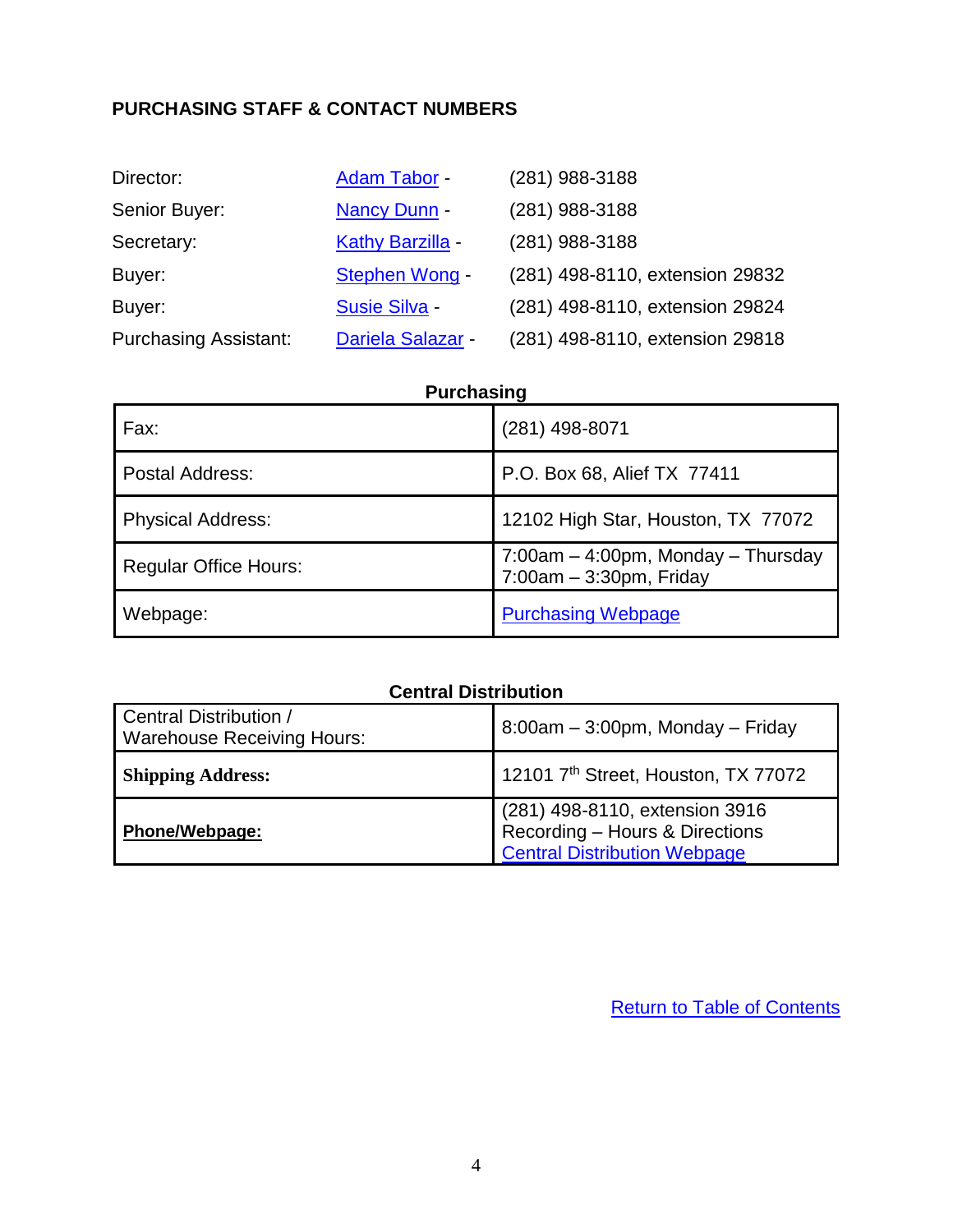## PURCHASING STAFF & CONTACT NUMBERS

| | | |
|---|---|---|
| Director: | Adam Tabor - | (281) 988-3188 |
| Senior Buyer: | Nancy Dunn - | (281) 988-3188 |
| Secretary: | Kathy Barzilla - | (281) 988-3188 |
| Buyer: | Stephen Wong - | (281) 498-8110, extension 29832 |
| Buyer: | Susie Silva - | (281) 498-8110, extension 29824 |
| Purchasing Assistant: | Dariela Salazar - | (281) 498-8110, extension 29818 |

**Purchasing**

| | |
|---|---|
| Fax: | (281) 498-8071 |
| Postal Address: | P.O. Box 68, Alief TX 77411 |
| Physical Address: | 12102 High Star, Houston, TX 77072 |
| Regular Office Hours: | 7:00am – 4:00pm, Monday – Thursday<br>7:00am – 3:30pm, Friday |
| Webpage: | Purchasing Webpage |

**Central Distribution**

| | |
|---|---|
| Central Distribution / Warehouse Receiving Hours: | 8:00am – 3:00pm, Monday – Friday |
| **Shipping Address:** | 12101 7th Street, Houston, TX 77072 |
| **Phone/Webpage:** | (281) 498-8110, extension 3916<br>Recording – Hours & Directions<br>Central Distribution Webpage |

Return to Table of Contents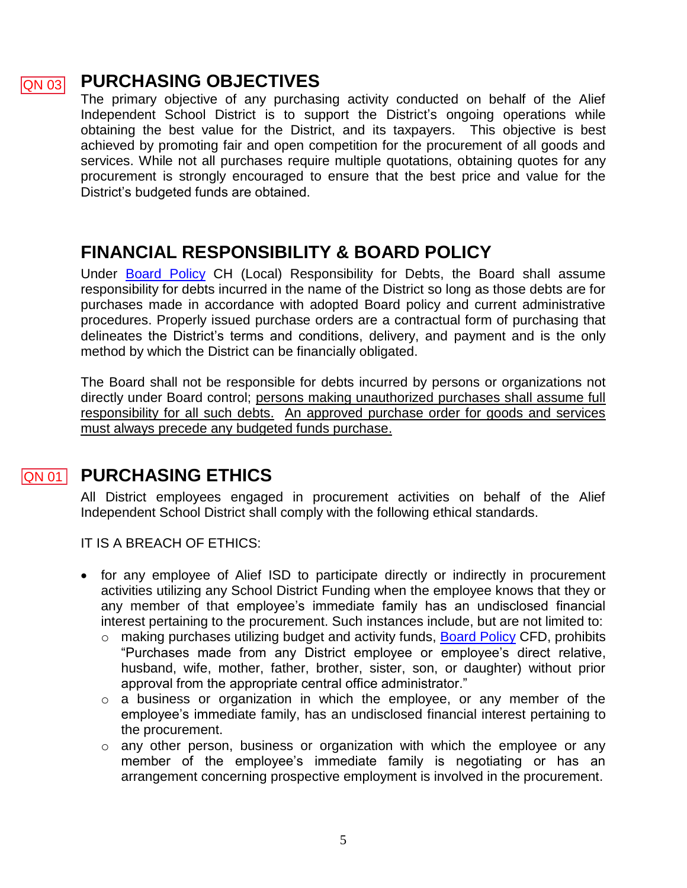QN 03

## PURCHASING OBJECTIVES

The primary objective of any purchasing activity conducted on behalf of the Alief Independent School District is to support the District's ongoing operations while obtaining the best value for the District, and its taxpayers. This objective is best achieved by promoting fair and open competition for the procurement of all goods and services. While not all purchases require multiple quotations, obtaining quotes for any procurement is strongly encouraged to ensure that the best price and value for the District's budgeted funds are obtained.

## FINANCIAL RESPONSIBILITY & BOARD POLICY

Under Board Policy CH (Local) Responsibility for Debts, the Board shall assume responsibility for debts incurred in the name of the District so long as those debts are for purchases made in accordance with adopted Board policy and current administrative procedures. Properly issued purchase orders are a contractual form of purchasing that delineates the District's terms and conditions, delivery, and payment and is the only method by which the District can be financially obligated.

The Board shall not be responsible for debts incurred by persons or organizations not directly under Board control; persons making unauthorized purchases shall assume full responsibility for all such debts. An approved purchase order for goods and services must always precede any budgeted funds purchase.

QN 01

## PURCHASING ETHICS

All District employees engaged in procurement activities on behalf of the Alief Independent School District shall comply with the following ethical standards.

IT IS A BREACH OF ETHICS:

- for any employee of Alief ISD to participate directly or indirectly in procurement activities utilizing any School District Funding when the employee knows that they or any member of that employee's immediate family has an undisclosed financial interest pertaining to the procurement. Such instances include, but are not limited to:
  - making purchases utilizing budget and activity funds, Board Policy CFD, prohibits "Purchases made from any District employee or employee's direct relative, husband, wife, mother, father, brother, sister, son, or daughter) without prior approval from the appropriate central office administrator."
  - a business or organization in which the employee, or any member of the employee's immediate family, has an undisclosed financial interest pertaining to the procurement.
  - any other person, business or organization with which the employee or any member of the employee's immediate family is negotiating or has an arrangement concerning prospective employment is involved in the procurement.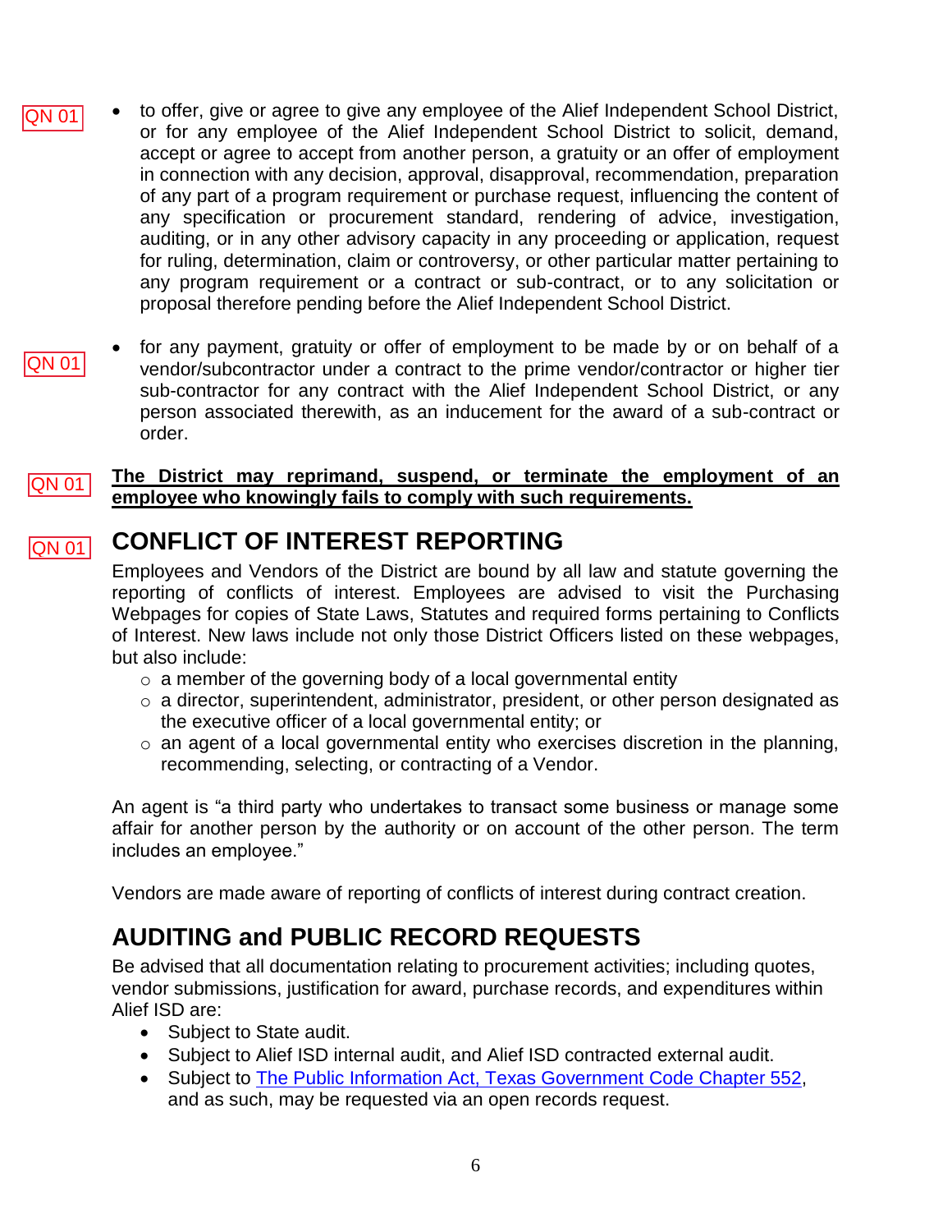QN 01

- to offer, give or agree to give any employee of the Alief Independent School District, or for any employee of the Alief Independent School District to solicit, demand, accept or agree to accept from another person, a gratuity or an offer of employment in connection with any decision, approval, disapproval, recommendation, preparation of any part of a program requirement or purchase request, influencing the content of any specification or procurement standard, rendering of advice, investigation, auditing, or in any other advisory capacity in any proceeding or application, request for ruling, determination, claim or controversy, or other particular matter pertaining to any program requirement or a contract or sub-contract, or to any solicitation or proposal therefore pending before the Alief Independent School District.

QN 01

- for any payment, gratuity or offer of employment to be made by or on behalf of a vendor/subcontractor under a contract to the prime vendor/contractor or higher tier sub-contractor for any contract with the Alief Independent School District, or any person associated therewith, as an inducement for the award of a sub-contract or order.

QN 01

**The District may reprimand, suspend, or terminate the employment of an employee who knowingly fails to comply with such requirements.**

QN 01

## CONFLICT OF INTEREST REPORTING

Employees and Vendors of the District are bound by all law and statute governing the reporting of conflicts of interest. Employees are advised to visit the Purchasing Webpages for copies of State Laws, Statutes and required forms pertaining to Conflicts of Interest. New laws include not only those District Officers listed on these webpages, but also include:

- a member of the governing body of a local governmental entity
- a director, superintendent, administrator, president, or other person designated as the executive officer of a local governmental entity; or
- an agent of a local governmental entity who exercises discretion in the planning, recommending, selecting, or contracting of a Vendor.

An agent is "a third party who undertakes to transact some business or manage some affair for another person by the authority or on account of the other person. The term includes an employee."

Vendors are made aware of reporting of conflicts of interest during contract creation.

## AUDITING and PUBLIC RECORD REQUESTS

Be advised that all documentation relating to procurement activities; including quotes, vendor submissions, justification for award, purchase records, and expenditures within Alief ISD are:

- Subject to State audit.
- Subject to Alief ISD internal audit, and Alief ISD contracted external audit.
- Subject to The Public Information Act, Texas Government Code Chapter 552, and as such, may be requested via an open records request.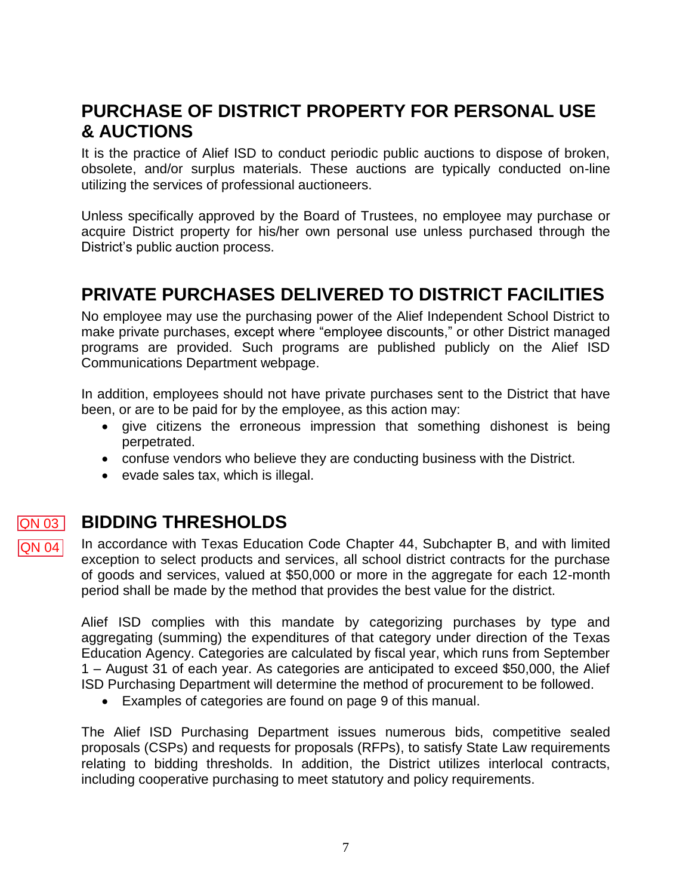## PURCHASE OF DISTRICT PROPERTY FOR PERSONAL USE & AUCTIONS

It is the practice of Alief ISD to conduct periodic public auctions to dispose of broken, obsolete, and/or surplus materials. These auctions are typically conducted on-line utilizing the services of professional auctioneers.

Unless specifically approved by the Board of Trustees, no employee may purchase or acquire District property for his/her own personal use unless purchased through the District's public auction process.

## PRIVATE PURCHASES DELIVERED TO DISTRICT FACILITIES

No employee may use the purchasing power of the Alief Independent School District to make private purchases, except where "employee discounts," or other District managed programs are provided. Such programs are published publicly on the Alief ISD Communications Department webpage.

In addition, employees should not have private purchases sent to the District that have been, or are to be paid for by the employee, as this action may:

- give citizens the erroneous impression that something dishonest is being perpetrated.
- confuse vendors who believe they are conducting business with the District.
- evade sales tax, which is illegal.

QN 03

QN 04

## BIDDING THRESHOLDS

In accordance with Texas Education Code Chapter 44, Subchapter B, and with limited exception to select products and services, all school district contracts for the purchase of goods and services, valued at $50,000 or more in the aggregate for each 12-month period shall be made by the method that provides the best value for the district.

Alief ISD complies with this mandate by categorizing purchases by type and aggregating (summing) the expenditures of that category under direction of the Texas Education Agency. Categories are calculated by fiscal year, which runs from September 1 – August 31 of each year. As categories are anticipated to exceed $50,000, the Alief ISD Purchasing Department will determine the method of procurement to be followed.

- Examples of categories are found on page 9 of this manual.

The Alief ISD Purchasing Department issues numerous bids, competitive sealed proposals (CSPs) and requests for proposals (RFPs), to satisfy State Law requirements relating to bidding thresholds. In addition, the District utilizes interlocal contracts, including cooperative purchasing to meet statutory and policy requirements.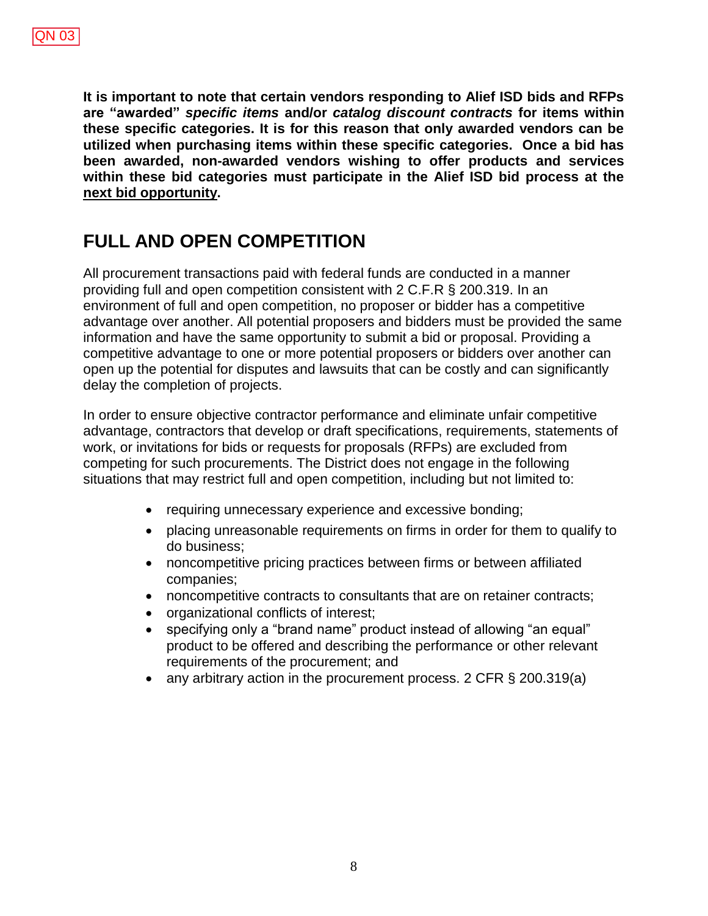QN 03

**It is important to note that certain vendors responding to Alief ISD bids and RFPs are "awarded" *specific items* and/or *catalog discount contracts* for items within these specific categories. It is for this reason that only awarded vendors can be utilized when purchasing items within these specific categories. Once a bid has been awarded, non-awarded vendors wishing to offer products and services within these bid categories must participate in the Alief ISD bid process at the next bid opportunity.**

## FULL AND OPEN COMPETITION

All procurement transactions paid with federal funds are conducted in a manner providing full and open competition consistent with 2 C.F.R § 200.319. In an environment of full and open competition, no proposer or bidder has a competitive advantage over another. All potential proposers and bidders must be provided the same information and have the same opportunity to submit a bid or proposal. Providing a competitive advantage to one or more potential proposers or bidders over another can open up the potential for disputes and lawsuits that can be costly and can significantly delay the completion of projects.

In order to ensure objective contractor performance and eliminate unfair competitive advantage, contractors that develop or draft specifications, requirements, statements of work, or invitations for bids or requests for proposals (RFPs) are excluded from competing for such procurements. The District does not engage in the following situations that may restrict full and open competition, including but not limited to:

- requiring unnecessary experience and excessive bonding;
- placing unreasonable requirements on firms in order for them to qualify to do business;
- noncompetitive pricing practices between firms or between affiliated companies;
- noncompetitive contracts to consultants that are on retainer contracts;
- organizational conflicts of interest;
- specifying only a "brand name" product instead of allowing "an equal" product to be offered and describing the performance or other relevant requirements of the procurement; and
- any arbitrary action in the procurement process. 2 CFR § 200.319(a)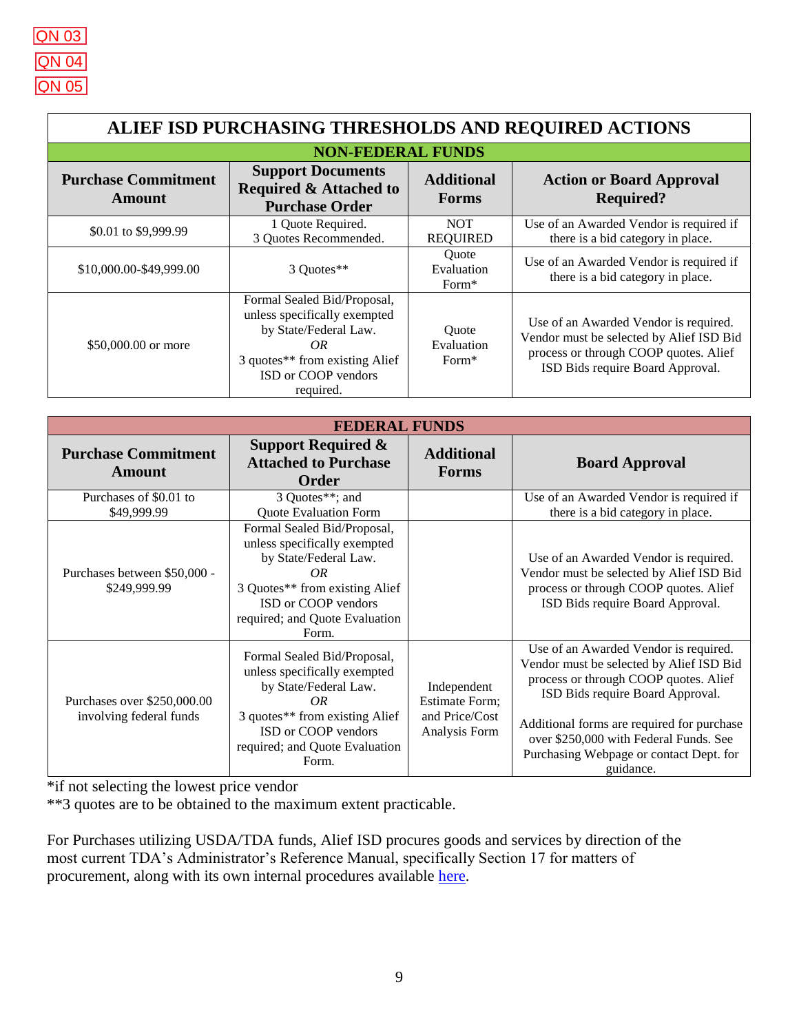QN 03

QN 04

QN 05

## ALIEF ISD PURCHASING THRESHOLDS AND REQUIRED ACTIONS

### NON-FEDERAL FUNDS

| Purchase Commitment Amount | Support Documents Required & Attached to Purchase Order | Additional Forms | Action or Board Approval Required? |
|---|---|---|---|
| $0.01 to $9,999.99 | 1 Quote Required. 3 Quotes Recommended. | NOT REQUIRED | Use of an Awarded Vendor is required if there is a bid category in place. |
| $10,000.00-$49,999.00 | 3 Quotes** | Quote Evaluation Form* | Use of an Awarded Vendor is required if there is a bid category in place. |
| $50,000.00 or more | Formal Sealed Bid/Proposal, unless specifically exempted by State/Federal Law. *OR* 3 quotes** from existing Alief ISD or COOP vendors required. | Quote Evaluation Form* | Use of an Awarded Vendor is required. Vendor must be selected by Alief ISD Bid process or through COOP quotes. Alief ISD Bids require Board Approval. |

### FEDERAL FUNDS

| Purchase Commitment Amount | Support Required & Attached to Purchase Order | Additional Forms | Board Approval |
|---|---|---|---|
| Purchases of $0.01 to $49,999.99 | 3 Quotes**; and Quote Evaluation Form | | Use of an Awarded Vendor is required if there is a bid category in place. |
| Purchases between $50,000 - $249,999.99 | Formal Sealed Bid/Proposal, unless specifically exempted by State/Federal Law. *OR* 3 Quotes** from existing Alief ISD or COOP vendors required; and Quote Evaluation Form. | | Use of an Awarded Vendor is required. Vendor must be selected by Alief ISD Bid process or through COOP quotes. Alief ISD Bids require Board Approval. |
| Purchases over $250,000.00 involving federal funds | Formal Sealed Bid/Proposal, unless specifically exempted by State/Federal Law. *OR* 3 quotes** from existing Alief ISD or COOP vendors required; and Quote Evaluation Form. | Independent Estimate Form; and Price/Cost Analysis Form | Use of an Awarded Vendor is required. Vendor must be selected by Alief ISD Bid process or through COOP quotes. Alief ISD Bids require Board Approval. Additional forms are required for purchase over $250,000 with Federal Funds. See Purchasing Webpage or contact Dept. for guidance. |

*if not selecting the lowest price vendor

**3 quotes are to be obtained to the maximum extent practicable.

For Purchases utilizing USDA/TDA funds, Alief ISD procures goods and services by direction of the most current TDA's Administrator's Reference Manual, specifically Section 17 for matters of procurement, along with its own internal procedures available here.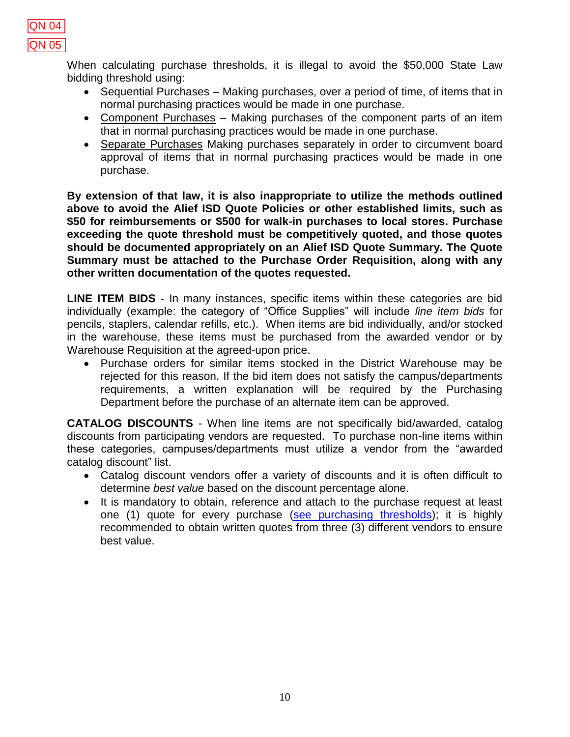QN 04

QN 05

When calculating purchase thresholds, it is illegal to avoid the $50,000 State Law bidding threshold using:

- Sequential Purchases – Making purchases, over a period of time, of items that in normal purchasing practices would be made in one purchase.
- Component Purchases – Making purchases of the component parts of an item that in normal purchasing practices would be made in one purchase.
- Separate Purchases Making purchases separately in order to circumvent board approval of items that in normal purchasing practices would be made in one purchase.

**By extension of that law, it is also inappropriate to utilize the methods outlined above to avoid the Alief ISD Quote Policies or other established limits, such as $50 for reimbursements or $500 for walk-in purchases to local stores. Purchase exceeding the quote threshold must be competitively quoted, and those quotes should be documented appropriately on an Alief ISD Quote Summary. The Quote Summary must be attached to the Purchase Order Requisition, along with any other written documentation of the quotes requested.**

**LINE ITEM BIDS** - In many instances, specific items within these categories are bid individually (example: the category of "Office Supplies" will include *line item bids* for pencils, staplers, calendar refills, etc.). When items are bid individually, and/or stocked in the warehouse, these items must be purchased from the awarded vendor or by Warehouse Requisition at the agreed-upon price.

- Purchase orders for similar items stocked in the District Warehouse may be rejected for this reason. If the bid item does not satisfy the campus/departments requirements, a written explanation will be required by the Purchasing Department before the purchase of an alternate item can be approved.

**CATALOG DISCOUNTS** - When line items are not specifically bid/awarded, catalog discounts from participating vendors are requested. To purchase non-line items within these categories, campuses/departments must utilize a vendor from the "awarded catalog discount" list.

- Catalog discount vendors offer a variety of discounts and it is often difficult to determine *best value* based on the discount percentage alone.
- It is mandatory to obtain, reference and attach to the purchase request at least one (1) quote for every purchase (see purchasing thresholds); it is highly recommended to obtain written quotes from three (3) different vendors to ensure best value.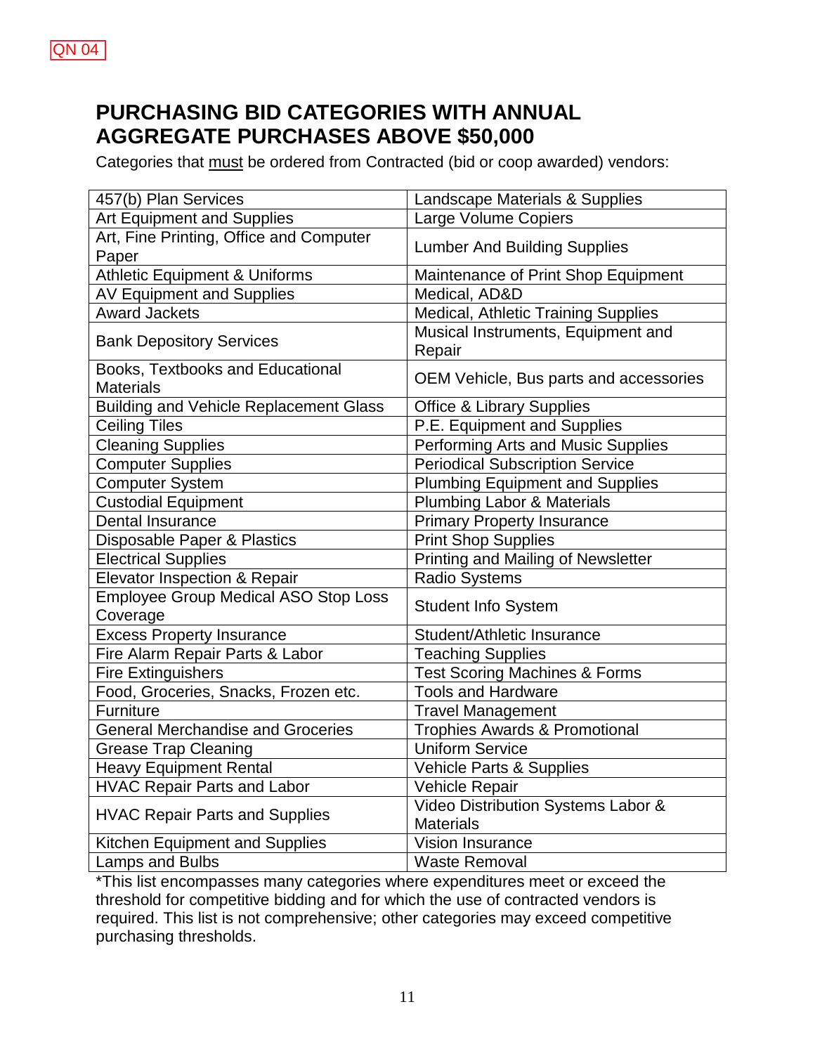QN 04

# PURCHASING BID CATEGORIES WITH ANNUAL AGGREGATE PURCHASES ABOVE $50,000

Categories that must be ordered from Contracted (bid or coop awarded) vendors:

| | |
|---|---|
| 457(b) Plan Services | Landscape Materials & Supplies |
| Art Equipment and Supplies | Large Volume Copiers |
| Art, Fine Printing, Office and Computer Paper | Lumber And Building Supplies |
| Athletic Equipment & Uniforms | Maintenance of Print Shop Equipment |
| AV Equipment and Supplies | Medical, AD&D |
| Award Jackets | Medical, Athletic Training Supplies |
| Bank Depository Services | Musical Instruments, Equipment and Repair |
| Books, Textbooks and Educational Materials | OEM Vehicle, Bus parts and accessories |
| Building and Vehicle Replacement Glass | Office & Library Supplies |
| Ceiling Tiles | P.E. Equipment and Supplies |
| Cleaning Supplies | Performing Arts and Music Supplies |
| Computer Supplies | Periodical Subscription Service |
| Computer System | Plumbing Equipment and Supplies |
| Custodial Equipment | Plumbing Labor & Materials |
| Dental Insurance | Primary Property Insurance |
| Disposable Paper & Plastics | Print Shop Supplies |
| Electrical Supplies | Printing and Mailing of Newsletter |
| Elevator Inspection & Repair | Radio Systems |
| Employee Group Medical ASO Stop Loss Coverage | Student Info System |
| Excess Property Insurance | Student/Athletic Insurance |
| Fire Alarm Repair Parts & Labor | Teaching Supplies |
| Fire Extinguishers | Test Scoring Machines & Forms |
| Food, Groceries, Snacks, Frozen etc. | Tools and Hardware |
| Furniture | Travel Management |
| General Merchandise and Groceries | Trophies Awards & Promotional |
| Grease Trap Cleaning | Uniform Service |
| Heavy Equipment Rental | Vehicle Parts & Supplies |
| HVAC Repair Parts and Labor | Vehicle Repair |
| HVAC Repair Parts and Supplies | Video Distribution Systems Labor & Materials |
| Kitchen Equipment and Supplies | Vision Insurance |
| Lamps and Bulbs | Waste Removal |

*This list encompasses many categories where expenditures meet or exceed the threshold for competitive bidding and for which the use of contracted vendors is required. This list is not comprehensive; other categories may exceed competitive purchasing thresholds.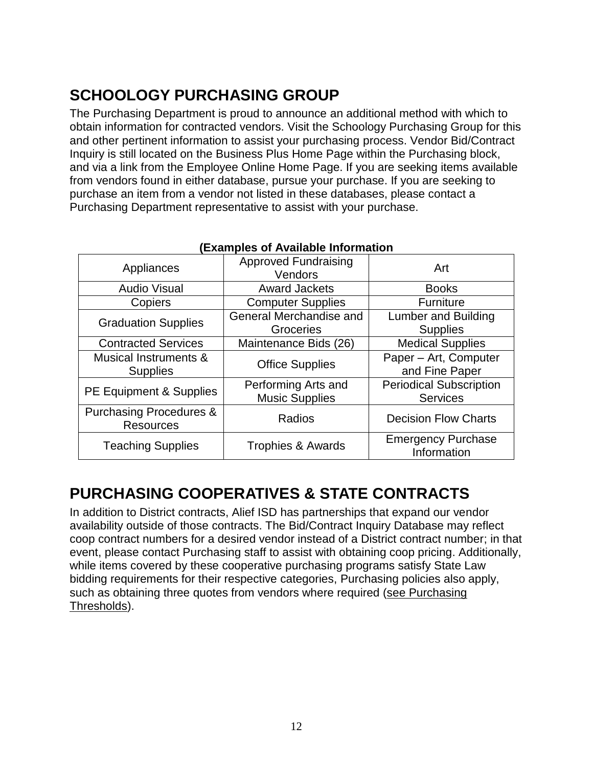## SCHOOLOGY PURCHASING GROUP

The Purchasing Department is proud to announce an additional method with which to obtain information for contracted vendors. Visit the Schoology Purchasing Group for this and other pertinent information to assist your purchasing process. Vendor Bid/Contract Inquiry is still located on the Business Plus Home Page within the Purchasing block, and via a link from the Employee Online Home Page. If you are seeking items available from vendors found in either database, pursue your purchase. If you are seeking to purchase an item from a vendor not listed in these databases, please contact a Purchasing Department representative to assist with your purchase.

**(Examples of Available Information**

| | | |
|---|---|---|
| Appliances | Approved Fundraising Vendors | Art |
| Audio Visual | Award Jackets | Books |
| Copiers | Computer Supplies | Furniture |
| Graduation Supplies | General Merchandise and Groceries | Lumber and Building Supplies |
| Contracted Services | Maintenance Bids (26) | Medical Supplies |
| Musical Instruments & Supplies | Office Supplies | Paper – Art, Computer and Fine Paper |
| PE Equipment & Supplies | Performing Arts and Music Supplies | Periodical Subscription Services |
| Purchasing Procedures & Resources | Radios | Decision Flow Charts |
| Teaching Supplies | Trophies & Awards | Emergency Purchase Information |

## PURCHASING COOPERATIVES & STATE CONTRACTS

In addition to District contracts, Alief ISD has partnerships that expand our vendor availability outside of those contracts. The Bid/Contract Inquiry Database may reflect coop contract numbers for a desired vendor instead of a District contract number; in that event, please contact Purchasing staff to assist with obtaining coop pricing. Additionally, while items covered by these cooperative purchasing programs satisfy State Law bidding requirements for their respective categories, Purchasing policies also apply, such as obtaining three quotes from vendors where required (see Purchasing Thresholds).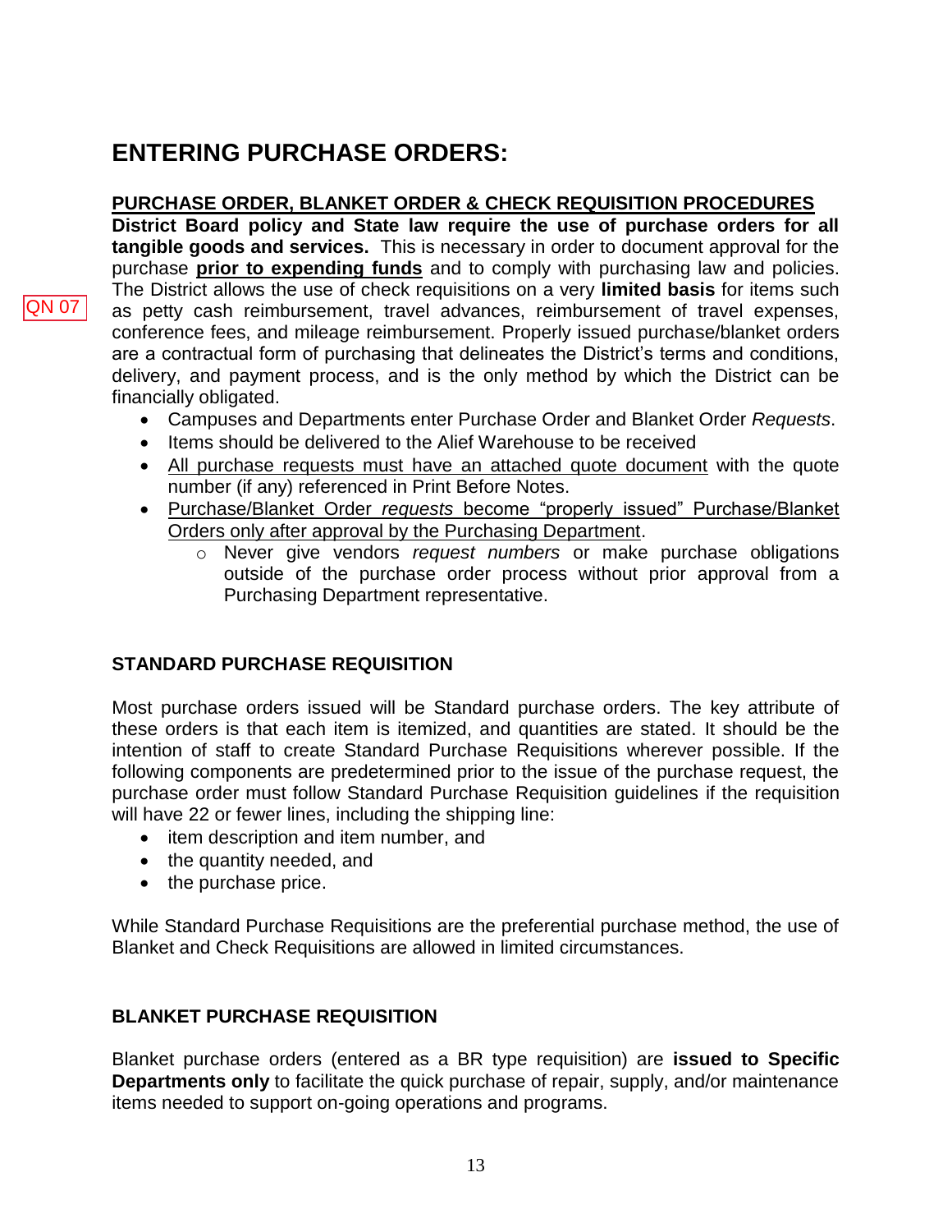# ENTERING PURCHASE ORDERS:

**PURCHASE ORDER, BLANKET ORDER & CHECK REQUISITION PROCEDURES**

QN 07

**District Board policy and State law require the use of purchase orders for all tangible goods and services.** This is necessary in order to document approval for the purchase **prior to expending funds** and to comply with purchasing law and policies. The District allows the use of check requisitions on a very **limited basis** for items such as petty cash reimbursement, travel advances, reimbursement of travel expenses, conference fees, and mileage reimbursement. Properly issued purchase/blanket orders are a contractual form of purchasing that delineates the District's terms and conditions, delivery, and payment process, and is the only method by which the District can be financially obligated.

- Campuses and Departments enter Purchase Order and Blanket Order *Requests*.
- Items should be delivered to the Alief Warehouse to be received
- All purchase requests must have an attached quote document with the quote number (if any) referenced in Print Before Notes.
- Purchase/Blanket Order *requests* become "properly issued" Purchase/Blanket Orders only after approval by the Purchasing Department.
  - Never give vendors *request numbers* or make purchase obligations outside of the purchase order process without prior approval from a Purchasing Department representative.

### STANDARD PURCHASE REQUISITION

Most purchase orders issued will be Standard purchase orders. The key attribute of these orders is that each item is itemized, and quantities are stated. It should be the intention of staff to create Standard Purchase Requisitions wherever possible. If the following components are predetermined prior to the issue of the purchase request, the purchase order must follow Standard Purchase Requisition guidelines if the requisition will have 22 or fewer lines, including the shipping line:

- item description and item number, and
- the quantity needed, and
- the purchase price.

While Standard Purchase Requisitions are the preferential purchase method, the use of Blanket and Check Requisitions are allowed in limited circumstances.

### BLANKET PURCHASE REQUISITION

Blanket purchase orders (entered as a BR type requisition) are **issued to Specific Departments only** to facilitate the quick purchase of repair, supply, and/or maintenance items needed to support on-going operations and programs.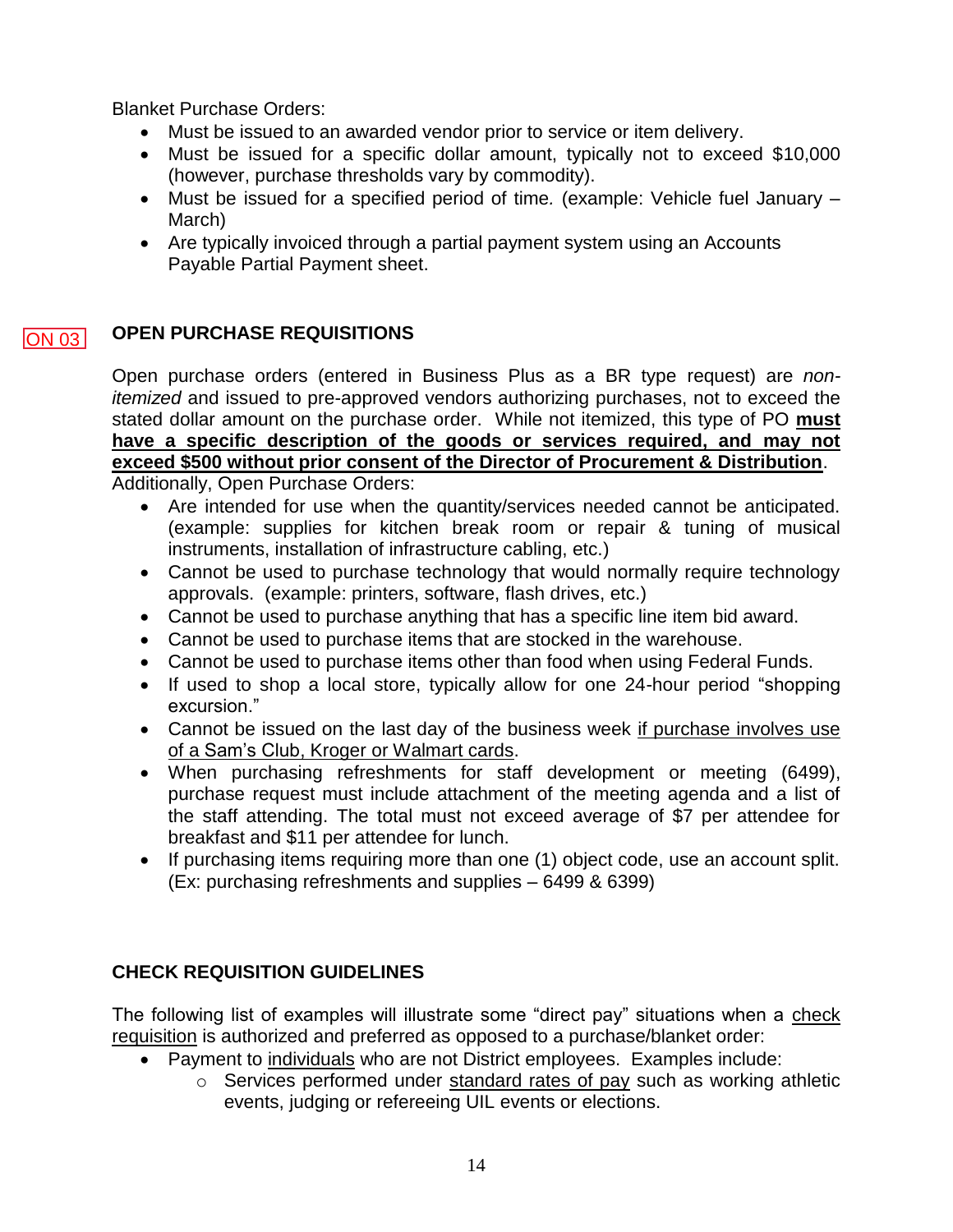Blanket Purchase Orders:

- Must be issued to an awarded vendor prior to service or item delivery.
- Must be issued for a specific dollar amount, typically not to exceed $10,000 (however, purchase thresholds vary by commodity).
- Must be issued for a specified period of time. (example: Vehicle fuel January – March)
- Are typically invoiced through a partial payment system using an Accounts Payable Partial Payment sheet.

ON 03

## OPEN PURCHASE REQUISITIONS

Open purchase orders (entered in Business Plus as a BR type request) are *non-itemized* and issued to pre-approved vendors authorizing purchases, not to exceed the stated dollar amount on the purchase order. While not itemized, this type of PO **must have a specific description of the goods or services required, and may not exceed $500 without prior consent of the Director of Procurement & Distribution**. Additionally, Open Purchase Orders:

- Are intended for use when the quantity/services needed cannot be anticipated. (example: supplies for kitchen break room or repair & tuning of musical instruments, installation of infrastructure cabling, etc.)
- Cannot be used to purchase technology that would normally require technology approvals. (example: printers, software, flash drives, etc.)
- Cannot be used to purchase anything that has a specific line item bid award.
- Cannot be used to purchase items that are stocked in the warehouse.
- Cannot be used to purchase items other than food when using Federal Funds.
- If used to shop a local store, typically allow for one 24-hour period "shopping excursion."
- Cannot be issued on the last day of the business week if purchase involves use of a Sam's Club, Kroger or Walmart cards.
- When purchasing refreshments for staff development or meeting (6499), purchase request must include attachment of the meeting agenda and a list of the staff attending. The total must not exceed average of $7 per attendee for breakfast and $11 per attendee for lunch.
- If purchasing items requiring more than one (1) object code, use an account split. (Ex: purchasing refreshments and supplies – 6499 & 6399)

## CHECK REQUISITION GUIDELINES

The following list of examples will illustrate some "direct pay" situations when a check requisition is authorized and preferred as opposed to a purchase/blanket order:

- Payment to individuals who are not District employees. Examples include:
  - Services performed under standard rates of pay such as working athletic events, judging or refereeing UIL events or elections.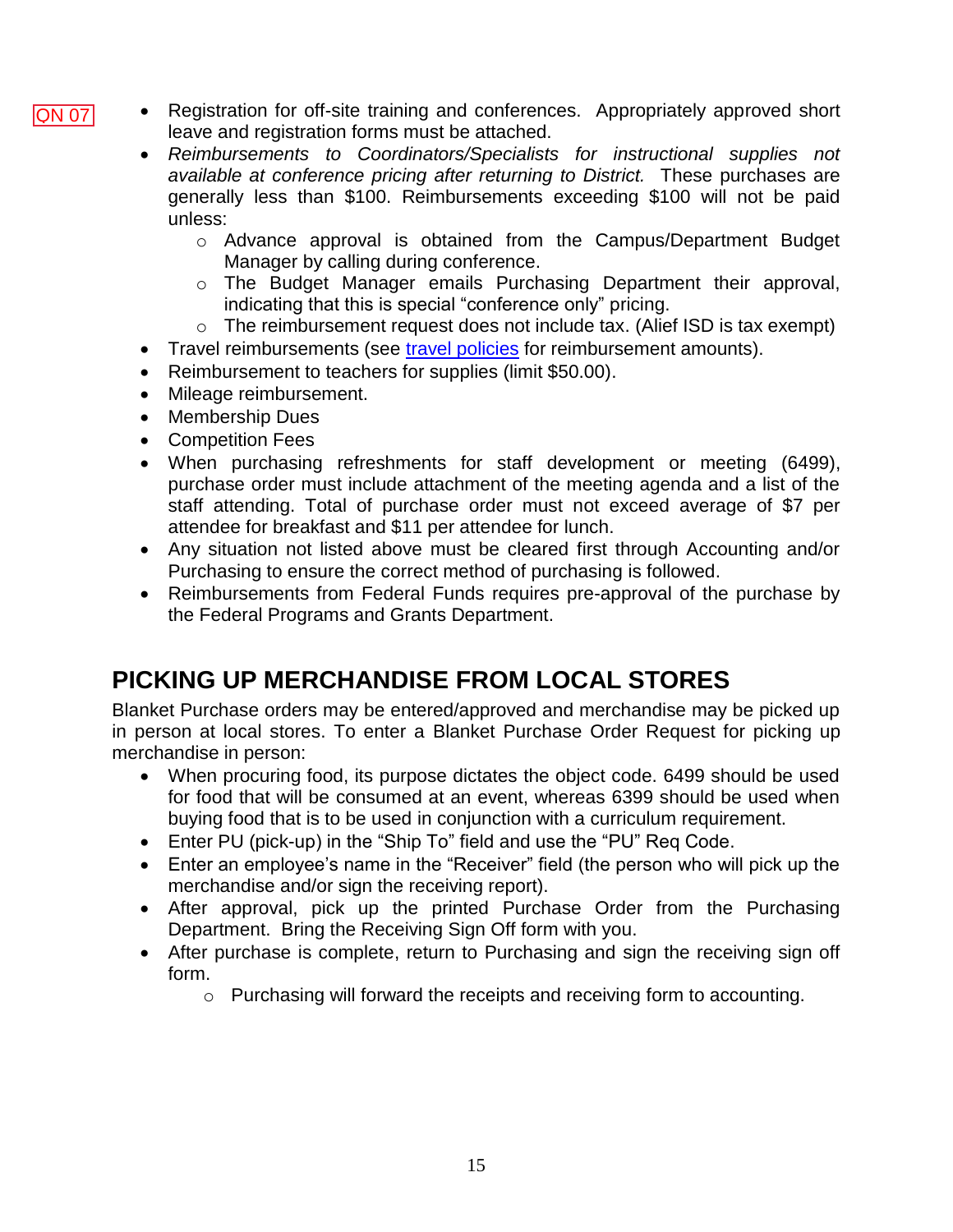QN 07

- Registration for off-site training and conferences. Appropriately approved short leave and registration forms must be attached.
- *Reimbursements to Coordinators/Specialists for instructional supplies not available at conference pricing after returning to District.* These purchases are generally less than $100. Reimbursements exceeding $100 will not be paid unless:
    - Advance approval is obtained from the Campus/Department Budget Manager by calling during conference.
    - The Budget Manager emails Purchasing Department their approval, indicating that this is special "conference only" pricing.
    - The reimbursement request does not include tax. (Alief ISD is tax exempt)
- Travel reimbursements (see travel policies for reimbursement amounts).
- Reimbursement to teachers for supplies (limit $50.00).
- Mileage reimbursement.
- Membership Dues
- Competition Fees
- When purchasing refreshments for staff development or meeting (6499), purchase order must include attachment of the meeting agenda and a list of the staff attending. Total of purchase order must not exceed average of $7 per attendee for breakfast and $11 per attendee for lunch.
- Any situation not listed above must be cleared first through Accounting and/or Purchasing to ensure the correct method of purchasing is followed.
- Reimbursements from Federal Funds requires pre-approval of the purchase by the Federal Programs and Grants Department.

## PICKING UP MERCHANDISE FROM LOCAL STORES

Blanket Purchase orders may be entered/approved and merchandise may be picked up in person at local stores. To enter a Blanket Purchase Order Request for picking up merchandise in person:

- When procuring food, its purpose dictates the object code. 6499 should be used for food that will be consumed at an event, whereas 6399 should be used when buying food that is to be used in conjunction with a curriculum requirement.
- Enter PU (pick-up) in the "Ship To" field and use the "PU" Req Code.
- Enter an employee's name in the "Receiver" field (the person who will pick up the merchandise and/or sign the receiving report).
- After approval, pick up the printed Purchase Order from the Purchasing Department. Bring the Receiving Sign Off form with you.
- After purchase is complete, return to Purchasing and sign the receiving sign off form.
    - Purchasing will forward the receipts and receiving form to accounting.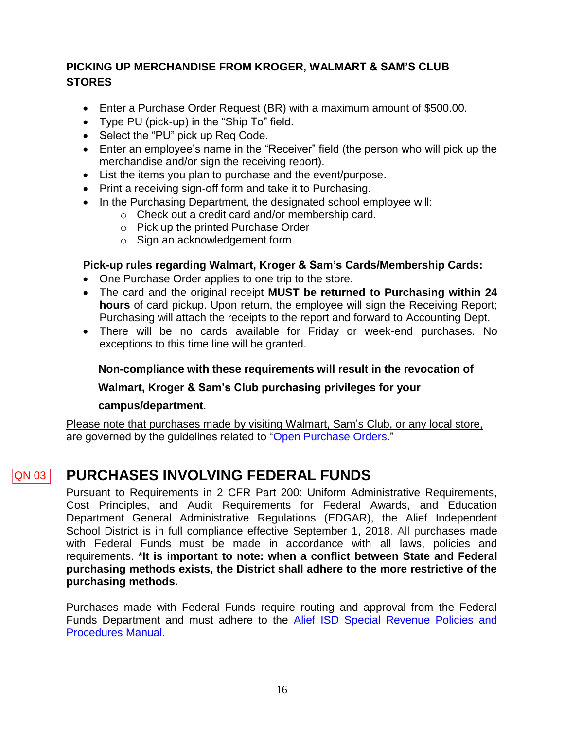### PICKING UP MERCHANDISE FROM KROGER, WALMART & SAM'S CLUB STORES

- Enter a Purchase Order Request (BR) with a maximum amount of $500.00.
- Type PU (pick-up) in the "Ship To" field.
- Select the "PU" pick up Req Code.
- Enter an employee's name in the "Receiver" field (the person who will pick up the merchandise and/or sign the receiving report).
- List the items you plan to purchase and the event/purpose.
- Print a receiving sign-off form and take it to Purchasing.
- In the Purchasing Department, the designated school employee will:
  - Check out a credit card and/or membership card.
  - Pick up the printed Purchase Order
  - Sign an acknowledgement form

**Pick-up rules regarding Walmart, Kroger & Sam's Cards/Membership Cards:**

- One Purchase Order applies to one trip to the store.
- The card and the original receipt **MUST be returned to Purchasing within 24 hours** of card pickup. Upon return, the employee will sign the Receiving Report; Purchasing will attach the receipts to the report and forward to Accounting Dept.
- There will be no cards available for Friday or week-end purchases. No exceptions to this time line will be granted.

**Non-compliance with these requirements will result in the revocation of Walmart, Kroger & Sam's Club purchasing privileges for your campus/department**.

Please note that purchases made by visiting Walmart, Sam's Club, or any local store, are governed by the guidelines related to "Open Purchase Orders."

QN 03

## PURCHASES INVOLVING FEDERAL FUNDS

Pursuant to Requirements in 2 CFR Part 200: Uniform Administrative Requirements, Cost Principles, and Audit Requirements for Federal Awards, and Education Department General Administrative Regulations (EDGAR), the Alief Independent School District is in full compliance effective September 1, 2018. All purchases made with Federal Funds must be made in accordance with all laws, policies and requirements. ***It is important to note: when a conflict between State and Federal purchasing methods exists, the District shall adhere to the more restrictive of the purchasing methods.**

Purchases made with Federal Funds require routing and approval from the Federal Funds Department and must adhere to the Alief ISD Special Revenue Policies and Procedures Manual.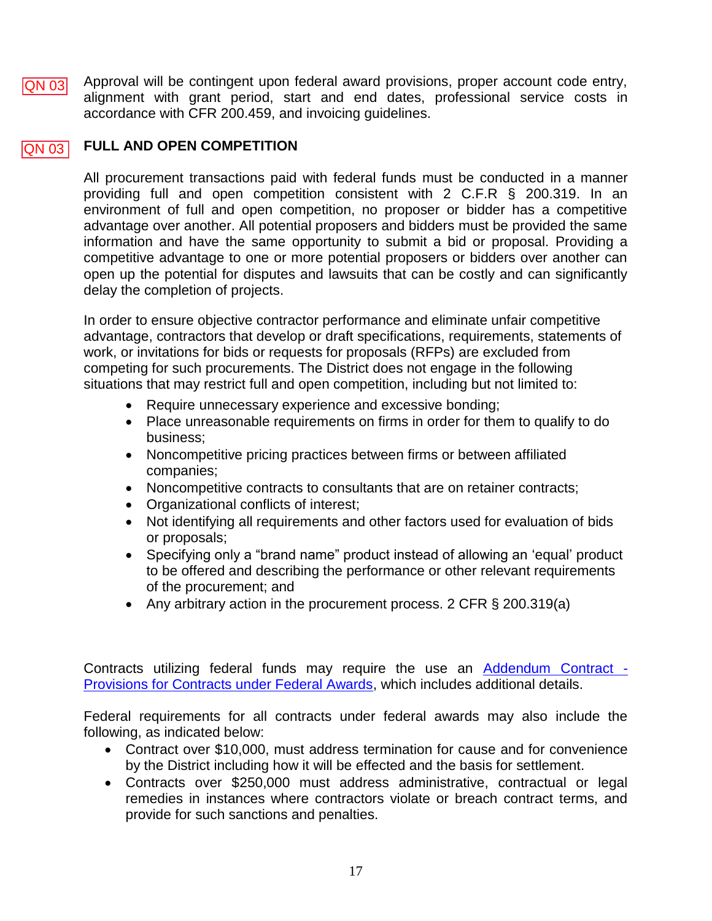QN 03 Approval will be contingent upon federal award provisions, proper account code entry, alignment with grant period, start and end dates, professional service costs in accordance with CFR 200.459, and invoicing guidelines.

QN 03 **FULL AND OPEN COMPETITION**

All procurement transactions paid with federal funds must be conducted in a manner providing full and open competition consistent with 2 C.F.R § 200.319. In an environment of full and open competition, no proposer or bidder has a competitive advantage over another. All potential proposers and bidders must be provided the same information and have the same opportunity to submit a bid or proposal. Providing a competitive advantage to one or more potential proposers or bidders over another can open up the potential for disputes and lawsuits that can be costly and can significantly delay the completion of projects.

In order to ensure objective contractor performance and eliminate unfair competitive advantage, contractors that develop or draft specifications, requirements, statements of work, or invitations for bids or requests for proposals (RFPs) are excluded from competing for such procurements. The District does not engage in the following situations that may restrict full and open competition, including but not limited to:

- Require unnecessary experience and excessive bonding;
- Place unreasonable requirements on firms in order for them to qualify to do business;
- Noncompetitive pricing practices between firms or between affiliated companies;
- Noncompetitive contracts to consultants that are on retainer contracts;
- Organizational conflicts of interest;
- Not identifying all requirements and other factors used for evaluation of bids or proposals;
- Specifying only a "brand name" product instead of allowing an 'equal' product to be offered and describing the performance or other relevant requirements of the procurement; and
- Any arbitrary action in the procurement process. 2 CFR § 200.319(a)

Contracts utilizing federal funds may require the use an Addendum Contract - Provisions for Contracts under Federal Awards, which includes additional details.

Federal requirements for all contracts under federal awards may also include the following, as indicated below:

- Contract over $10,000, must address termination for cause and for convenience by the District including how it will be effected and the basis for settlement.
- Contracts over $250,000 must address administrative, contractual or legal remedies in instances where contractors violate or breach contract terms, and provide for such sanctions and penalties.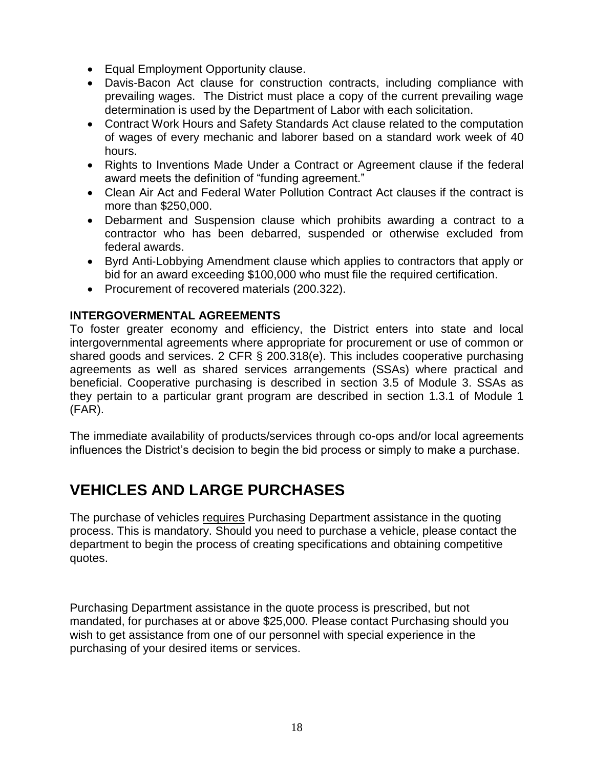- Equal Employment Opportunity clause.
- Davis-Bacon Act clause for construction contracts, including compliance with prevailing wages. The District must place a copy of the current prevailing wage determination is used by the Department of Labor with each solicitation.
- Contract Work Hours and Safety Standards Act clause related to the computation of wages of every mechanic and laborer based on a standard work week of 40 hours.
- Rights to Inventions Made Under a Contract or Agreement clause if the federal award meets the definition of "funding agreement."
- Clean Air Act and Federal Water Pollution Contract Act clauses if the contract is more than $250,000.
- Debarment and Suspension clause which prohibits awarding a contract to a contractor who has been debarred, suspended or otherwise excluded from federal awards.
- Byrd Anti-Lobbying Amendment clause which applies to contractors that apply or bid for an award exceeding $100,000 who must file the required certification.
- Procurement of recovered materials (200.322).

**INTERGOVERMENTAL AGREEMENTS**

To foster greater economy and efficiency, the District enters into state and local intergovernmental agreements where appropriate for procurement or use of common or shared goods and services. 2 CFR § 200.318(e). This includes cooperative purchasing agreements as well as shared services arrangements (SSAs) where practical and beneficial. Cooperative purchasing is described in section 3.5 of Module 3. SSAs as they pertain to a particular grant program are described in section 1.3.1 of Module 1 (FAR).

The immediate availability of products/services through co-ops and/or local agreements influences the District's decision to begin the bid process or simply to make a purchase.

# VEHICLES AND LARGE PURCHASES

The purchase of vehicles requires Purchasing Department assistance in the quoting process. This is mandatory. Should you need to purchase a vehicle, please contact the department to begin the process of creating specifications and obtaining competitive quotes.

Purchasing Department assistance in the quote process is prescribed, but not mandated, for purchases at or above $25,000. Please contact Purchasing should you wish to get assistance from one of our personnel with special experience in the purchasing of your desired items or services.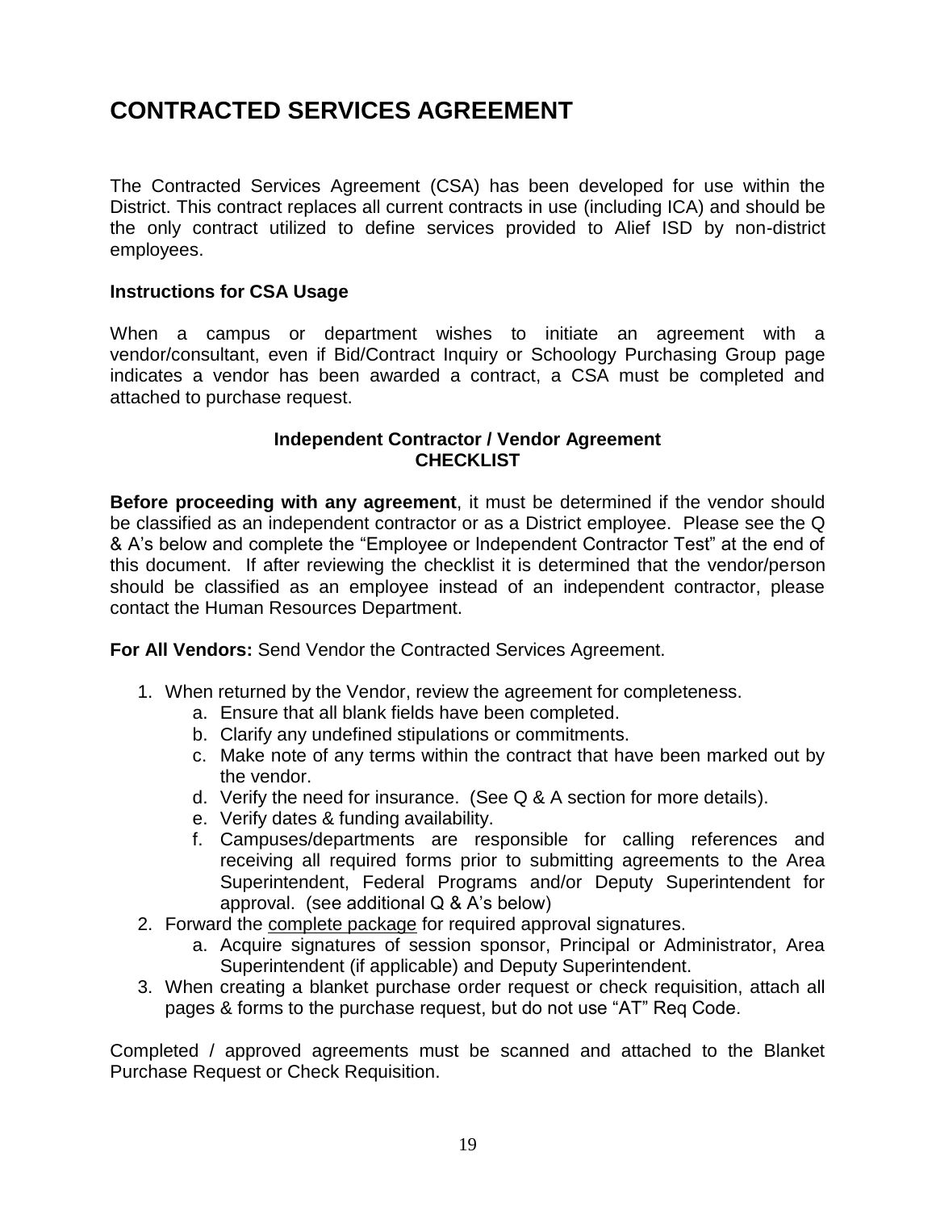# CONTRACTED SERVICES AGREEMENT

The Contracted Services Agreement (CSA) has been developed for use within the District. This contract replaces all current contracts in use (including ICA) and should be the only contract utilized to define services provided to Alief ISD by non-district employees.

**Instructions for CSA Usage**

When a campus or department wishes to initiate an agreement with a vendor/consultant, even if Bid/Contract Inquiry or Schoology Purchasing Group page indicates a vendor has been awarded a contract, a CSA must be completed and attached to purchase request.

**Independent Contractor / Vendor Agreement**
**CHECKLIST**

**Before proceeding with any agreement**, it must be determined if the vendor should be classified as an independent contractor or as a District employee. Please see the Q & A's below and complete the "Employee or Independent Contractor Test" at the end of this document. If after reviewing the checklist it is determined that the vendor/person should be classified as an employee instead of an independent contractor, please contact the Human Resources Department.

**For All Vendors:** Send Vendor the Contracted Services Agreement.

1. When returned by the Vendor, review the agreement for completeness.
   a. Ensure that all blank fields have been completed.
   b. Clarify any undefined stipulations or commitments.
   c. Make note of any terms within the contract that have been marked out by the vendor.
   d. Verify the need for insurance. (See Q & A section for more details).
   e. Verify dates & funding availability.
   f. Campuses/departments are responsible for calling references and receiving all required forms prior to submitting agreements to the Area Superintendent, Federal Programs and/or Deputy Superintendent for approval. (see additional Q & A's below)
2. Forward the <u>complete package</u> for required approval signatures.
   a. Acquire signatures of session sponsor, Principal or Administrator, Area Superintendent (if applicable) and Deputy Superintendent.
3. When creating a blanket purchase order request or check requisition, attach all pages & forms to the purchase request, but do not use "AT" Req Code.

Completed / approved agreements must be scanned and attached to the Blanket Purchase Request or Check Requisition.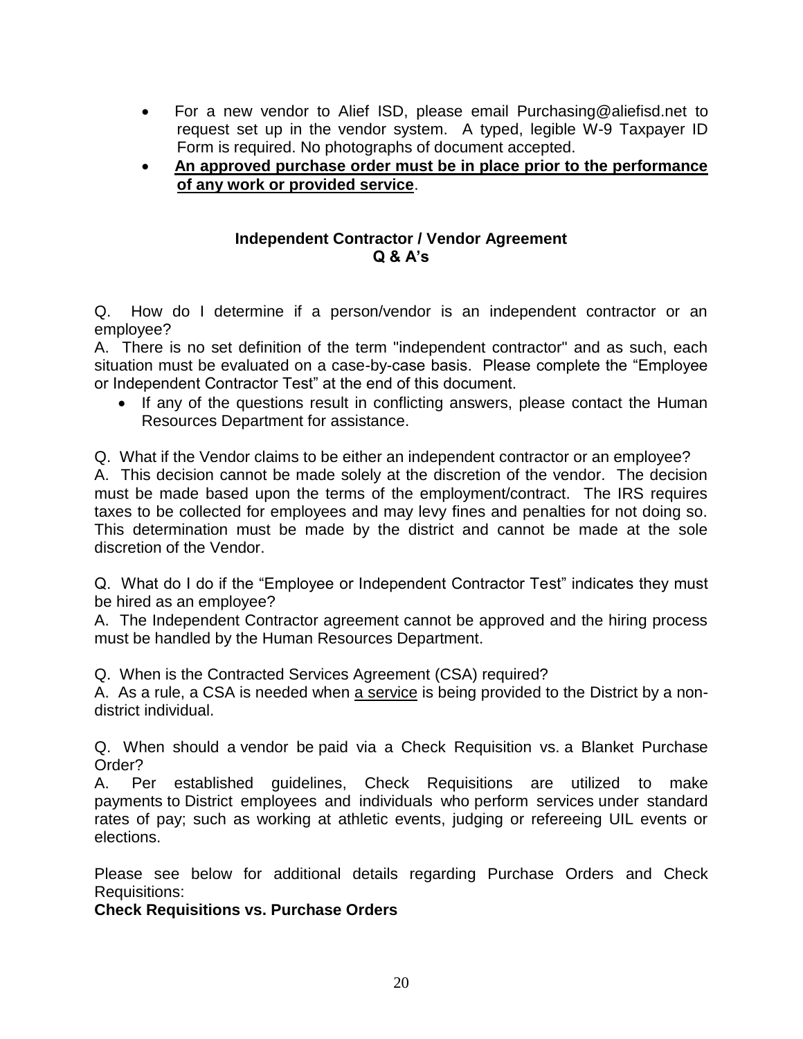- For a new vendor to Alief ISD, please email Purchasing@aliefisd.net to request set up in the vendor system. A typed, legible W-9 Taxpayer ID Form is required. No photographs of document accepted.
- **<u>An approved purchase order must be in place prior to the performance of any work or provided service</u>**.

## Independent Contractor / Vendor Agreement Q & A's

Q. How do I determine if a person/vendor is an independent contractor or an employee?
A. There is no set definition of the term "independent contractor" and as such, each situation must be evaluated on a case-by-case basis. Please complete the "Employee or Independent Contractor Test" at the end of this document.

- If any of the questions result in conflicting answers, please contact the Human Resources Department for assistance.

Q. What if the Vendor claims to be either an independent contractor or an employee?
A. This decision cannot be made solely at the discretion of the vendor. The decision must be made based upon the terms of the employment/contract. The IRS requires taxes to be collected for employees and may levy fines and penalties for not doing so. This determination must be made by the district and cannot be made at the sole discretion of the Vendor.

Q. What do I do if the "Employee or Independent Contractor Test" indicates they must be hired as an employee?
A. The Independent Contractor agreement cannot be approved and the hiring process must be handled by the Human Resources Department.

Q. When is the Contracted Services Agreement (CSA) required?
A. As a rule, a CSA is needed when <u>a service</u> is being provided to the District by a non-district individual.

Q. When should a vendor be paid via a Check Requisition vs. a Blanket Purchase Order?
A. Per established guidelines, Check Requisitions are utilized to make payments to District employees and individuals who perform services under standard rates of pay; such as working at athletic events, judging or refereeing UIL events or elections.

Please see below for additional details regarding Purchase Orders and Check Requisitions:

**Check Requisitions vs. Purchase Orders**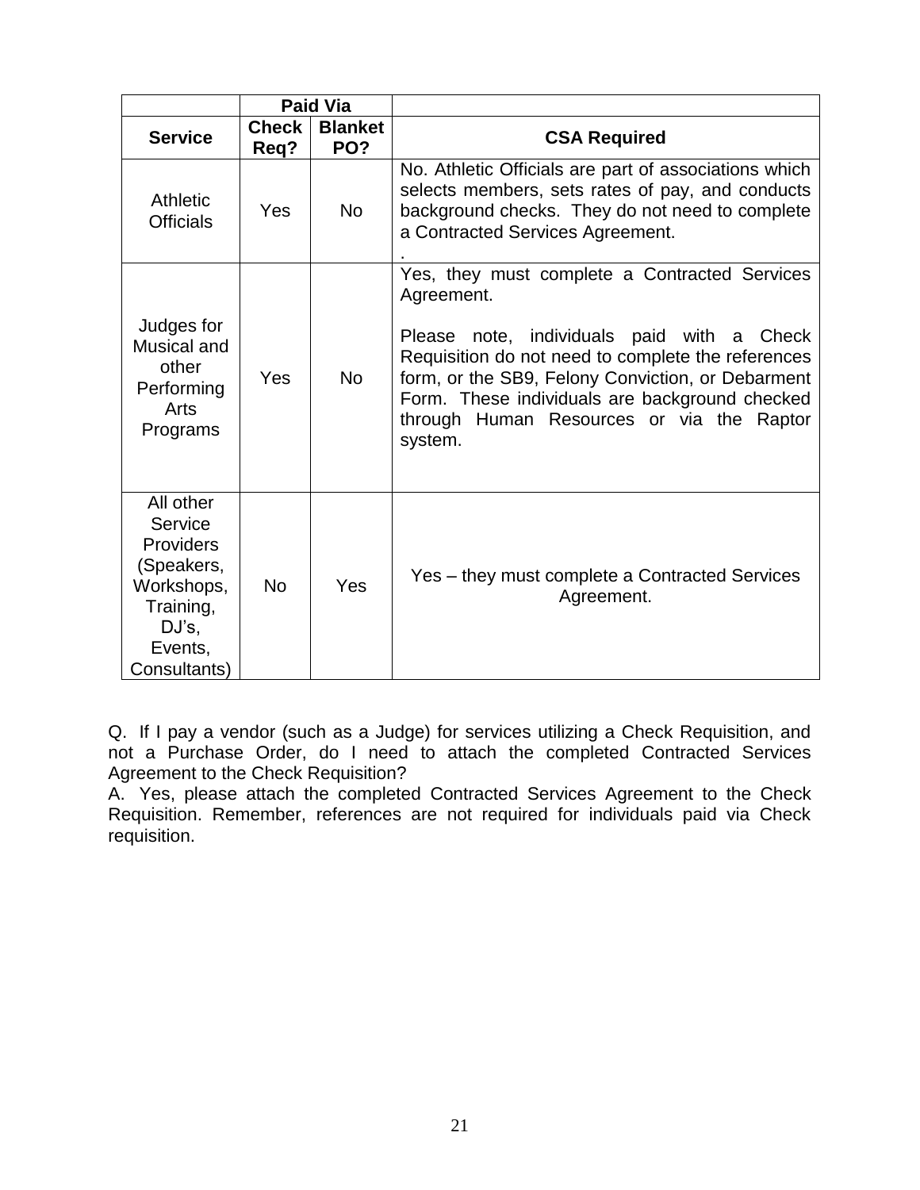| | Paid Via | | |
|---|---|---|---|
| **Service** | **Check Req?** | **Blanket PO?** | **CSA Required** |
| Athletic Officials | Yes | No | No. Athletic Officials are part of associations which selects members, sets rates of pay, and conducts background checks. They do not need to complete a Contracted Services Agreement. . |
| Judges for Musical and other Performing Arts Programs | Yes | No | Yes, they must complete a Contracted Services Agreement.<br><br>Please note, individuals paid with a Check Requisition do not need to complete the references form, or the SB9, Felony Conviction, or Debarment Form. These individuals are background checked through Human Resources or via the Raptor system. |
| All other Service Providers (Speakers, Workshops, Training, DJ's, Events, Consultants) | No | Yes | Yes – they must complete a Contracted Services Agreement. |

Q. If I pay a vendor (such as a Judge) for services utilizing a Check Requisition, and not a Purchase Order, do I need to attach the completed Contracted Services Agreement to the Check Requisition?

A. Yes, please attach the completed Contracted Services Agreement to the Check Requisition. Remember, references are not required for individuals paid via Check requisition.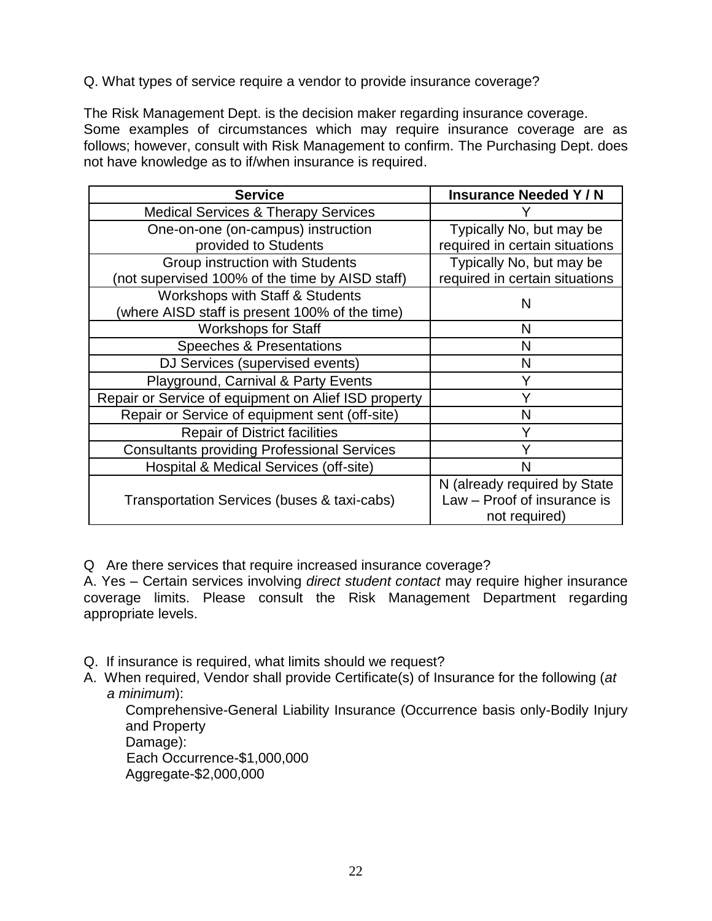Q. What types of service require a vendor to provide insurance coverage?

The Risk Management Dept. is the decision maker regarding insurance coverage. Some examples of circumstances which may require insurance coverage are as follows; however, consult with Risk Management to confirm. The Purchasing Dept. does not have knowledge as to if/when insurance is required.

| Service | Insurance Needed Y / N |
|---|---|
| Medical Services & Therapy Services | Y |
| One-on-one (on-campus) instruction provided to Students | Typically No, but may be required in certain situations |
| Group instruction with Students (not supervised 100% of the time by AISD staff) | Typically No, but may be required in certain situations |
| Workshops with Staff & Students (where AISD staff is present 100% of the time) | N |
| Workshops for Staff | N |
| Speeches & Presentations | N |
| DJ Services (supervised events) | N |
| Playground, Carnival & Party Events | Y |
| Repair or Service of equipment on Alief ISD property | Y |
| Repair or Service of equipment sent (off-site) | N |
| Repair of District facilities | Y |
| Consultants providing Professional Services | Y |
| Hospital & Medical Services (off-site) | N |
| Transportation Services (buses & taxi-cabs) | N (already required by State Law – Proof of insurance is not required) |

Q Are there services that require increased insurance coverage?
A. Yes – Certain services involving *direct student contact* may require higher insurance coverage limits. Please consult the Risk Management Department regarding appropriate levels.

Q. If insurance is required, what limits should we request?

A. When required, Vendor shall provide Certificate(s) of Insurance for the following (*at a minimum*):

Comprehensive-General Liability Insurance (Occurrence basis only-Bodily Injury and Property Damage):

Each Occurrence-$1,000,000

Aggregate-$2,000,000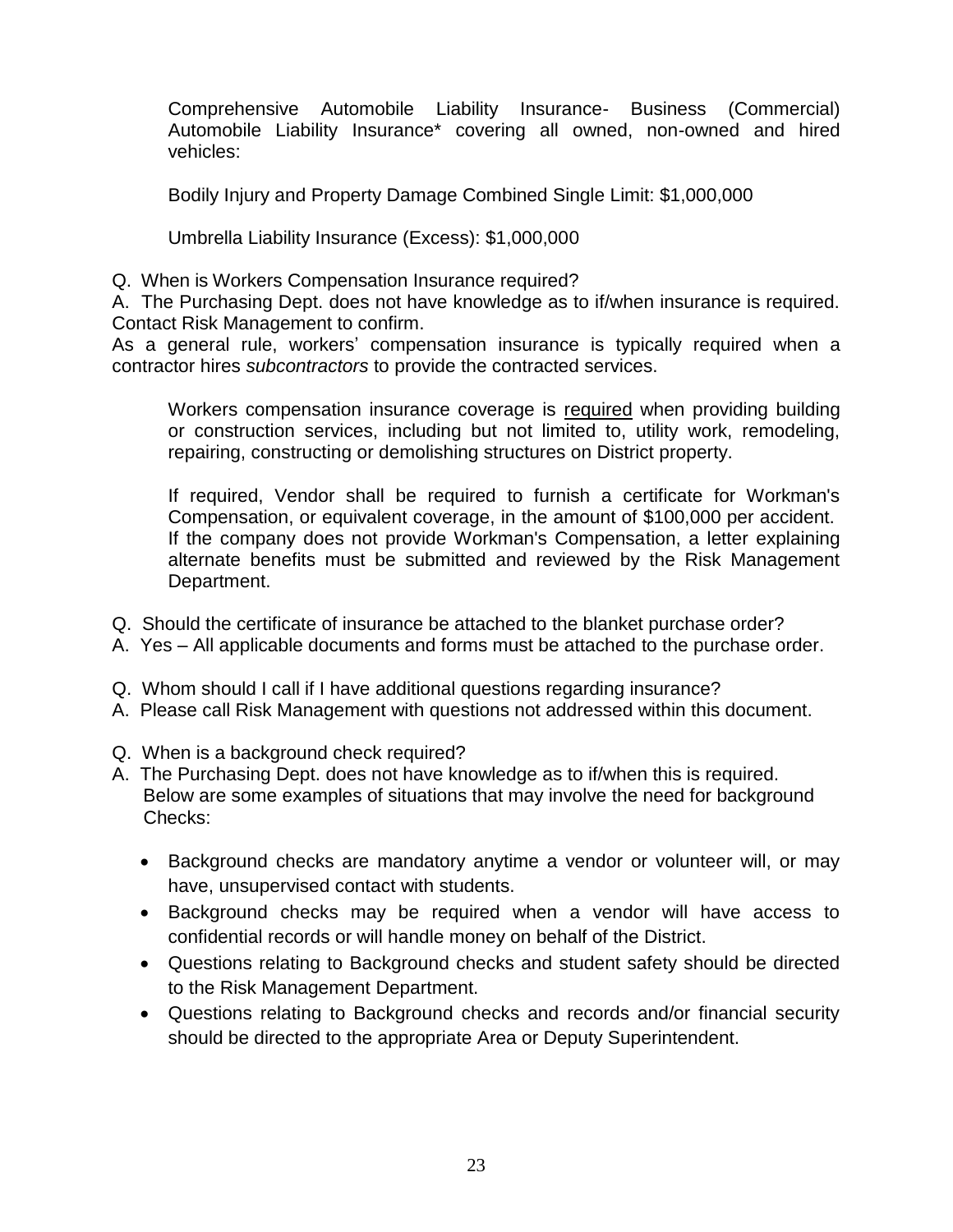Comprehensive Automobile Liability Insurance- Business (Commercial) Automobile Liability Insurance* covering all owned, non-owned and hired vehicles:

Bodily Injury and Property Damage Combined Single Limit: $1,000,000

Umbrella Liability Insurance (Excess): $1,000,000

Q. When is Workers Compensation Insurance required?
A. The Purchasing Dept. does not have knowledge as to if/when insurance is required. Contact Risk Management to confirm.
As a general rule, workers' compensation insurance is typically required when a contractor hires *subcontractors* to provide the contracted services.

Workers compensation insurance coverage is <u>required</u> when providing building or construction services, including but not limited to, utility work, remodeling, repairing, constructing or demolishing structures on District property.

If required, Vendor shall be required to furnish a certificate for Workman's Compensation, or equivalent coverage, in the amount of $100,000 per accident. If the company does not provide Workman's Compensation, a letter explaining alternate benefits must be submitted and reviewed by the Risk Management Department.

Q. Should the certificate of insurance be attached to the blanket purchase order?
A. Yes – All applicable documents and forms must be attached to the purchase order.

Q. Whom should I call if I have additional questions regarding insurance?
A. Please call Risk Management with questions not addressed within this document.

Q. When is a background check required?
A. The Purchasing Dept. does not have knowledge as to if/when this is required. Below are some examples of situations that may involve the need for background Checks:

- Background checks are mandatory anytime a vendor or volunteer will, or may have, unsupervised contact with students.
- Background checks may be required when a vendor will have access to confidential records or will handle money on behalf of the District.
- Questions relating to Background checks and student safety should be directed to the Risk Management Department.
- Questions relating to Background checks and records and/or financial security should be directed to the appropriate Area or Deputy Superintendent.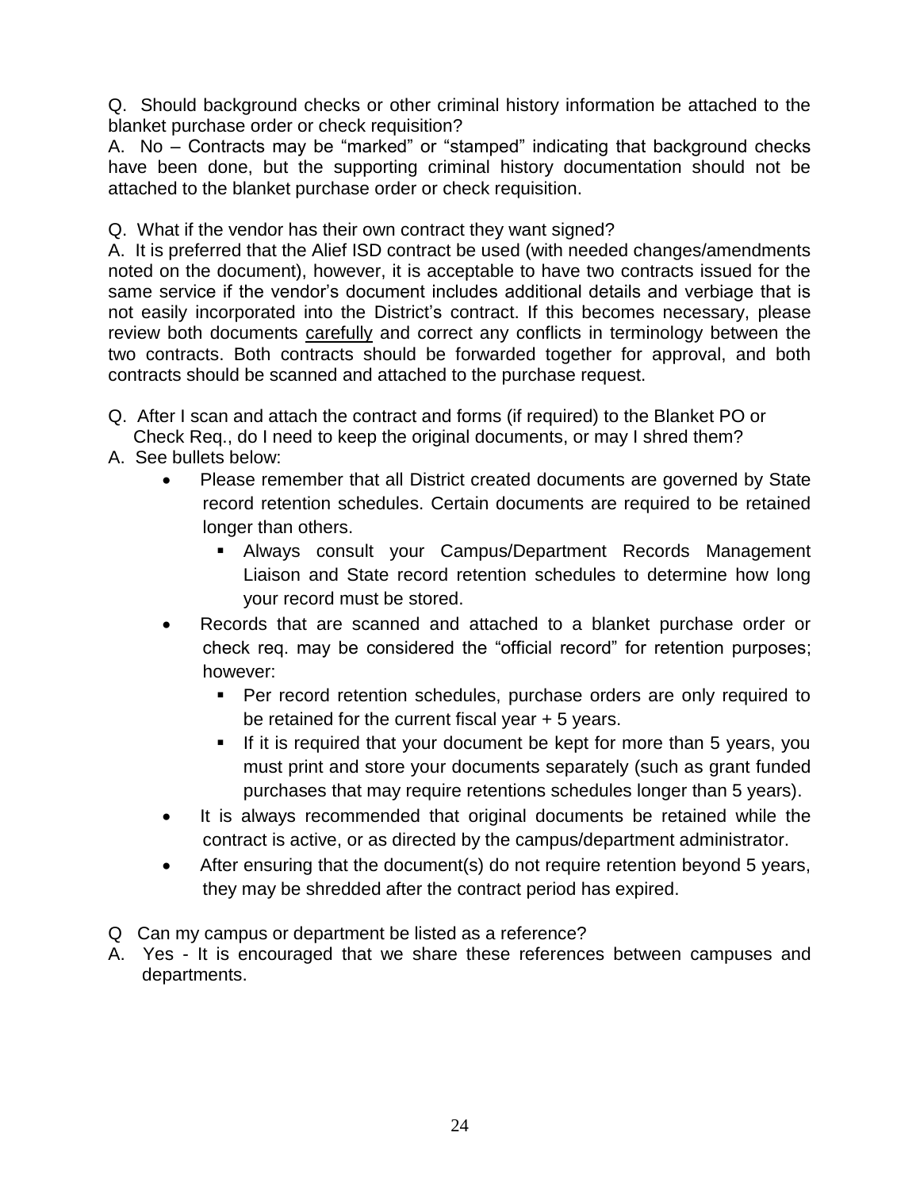Q. Should background checks or other criminal history information be attached to the blanket purchase order or check requisition?

A. No – Contracts may be "marked" or "stamped" indicating that background checks have been done, but the supporting criminal history documentation should not be attached to the blanket purchase order or check requisition.

Q. What if the vendor has their own contract they want signed?

A. It is preferred that the Alief ISD contract be used (with needed changes/amendments noted on the document), however, it is acceptable to have two contracts issued for the same service if the vendor's document includes additional details and verbiage that is not easily incorporated into the District's contract. If this becomes necessary, please review both documents <u>carefully</u> and correct any conflicts in terminology between the two contracts. Both contracts should be forwarded together for approval, and both contracts should be scanned and attached to the purchase request.

Q. After I scan and attach the contract and forms (if required) to the Blanket PO or Check Req., do I need to keep the original documents, or may I shred them?

A. See bullets below:

- Please remember that all District created documents are governed by State record retention schedules. Certain documents are required to be retained longer than others.
  - Always consult your Campus/Department Records Management Liaison and State record retention schedules to determine how long your record must be stored.
- Records that are scanned and attached to a blanket purchase order or check req. may be considered the "official record" for retention purposes; however:
  - Per record retention schedules, purchase orders are only required to be retained for the current fiscal year + 5 years.
  - If it is required that your document be kept for more than 5 years, you must print and store your documents separately (such as grant funded purchases that may require retentions schedules longer than 5 years).
- It is always recommended that original documents be retained while the contract is active, or as directed by the campus/department administrator.
- After ensuring that the document(s) do not require retention beyond 5 years, they may be shredded after the contract period has expired.

Q Can my campus or department be listed as a reference?

A. Yes - It is encouraged that we share these references between campuses and departments.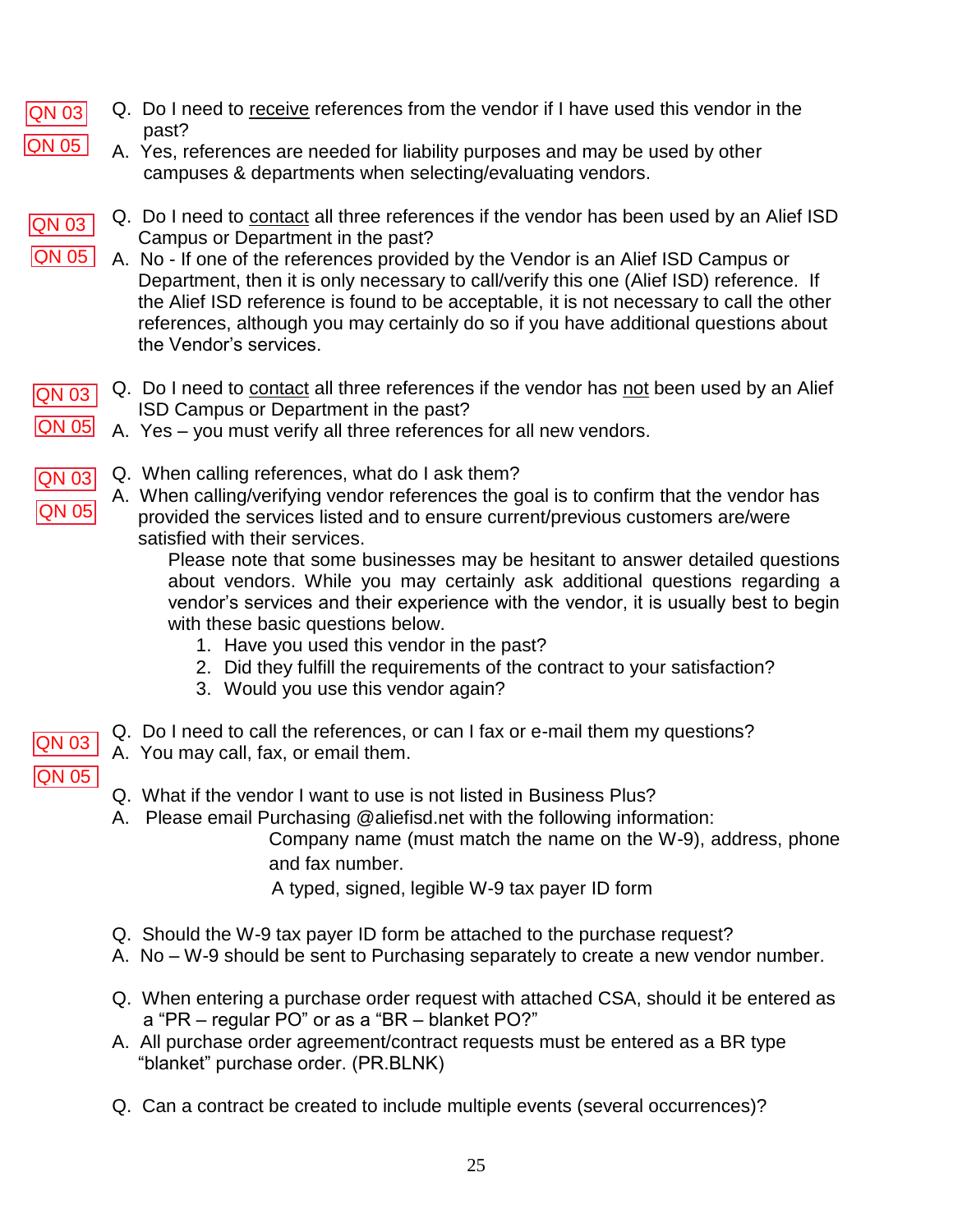QN 03
QN 05

Q. Do I need to <u>receive</u> references from the vendor if I have used this vendor in the past?

A. Yes, references are needed for liability purposes and may be used by other campuses & departments when selecting/evaluating vendors.

QN 03
QN 05

Q. Do I need to <u>contact</u> all three references if the vendor has been used by an Alief ISD Campus or Department in the past?

A. No - If one of the references provided by the Vendor is an Alief ISD Campus or Department, then it is only necessary to call/verify this one (Alief ISD) reference. If the Alief ISD reference is found to be acceptable, it is not necessary to call the other references, although you may certainly do so if you have additional questions about the Vendor's services.

QN 03
QN 05

Q. Do I need to <u>contact</u> all three references if the vendor has <u>not</u> been used by an Alief ISD Campus or Department in the past?

A. Yes – you must verify all three references for all new vendors.

QN 03
QN 05

Q. When calling references, what do I ask them?

A. When calling/verifying vendor references the goal is to confirm that the vendor has provided the services listed and to ensure current/previous customers are/were satisfied with their services.

Please note that some businesses may be hesitant to answer detailed questions about vendors. While you may certainly ask additional questions regarding a vendor's services and their experience with the vendor, it is usually best to begin with these basic questions below.

1. Have you used this vendor in the past?
2. Did they fulfill the requirements of the contract to your satisfaction?
3. Would you use this vendor again?

QN 03
QN 05

Q. Do I need to call the references, or can I fax or e-mail them my questions?

A. You may call, fax, or email them.

Q. What if the vendor I want to use is not listed in Business Plus?

A. Please email Purchasing @aliefisd.net with the following information:

Company name (must match the name on the W-9), address, phone and fax number.

A typed, signed, legible W-9 tax payer ID form

Q. Should the W-9 tax payer ID form be attached to the purchase request?

A. No – W-9 should be sent to Purchasing separately to create a new vendor number.

Q. When entering a purchase order request with attached CSA, should it be entered as a "PR – regular PO" or as a "BR – blanket PO?"

A. All purchase order agreement/contract requests must be entered as a BR type "blanket" purchase order. (PR.BLNK)

Q. Can a contract be created to include multiple events (several occurrences)?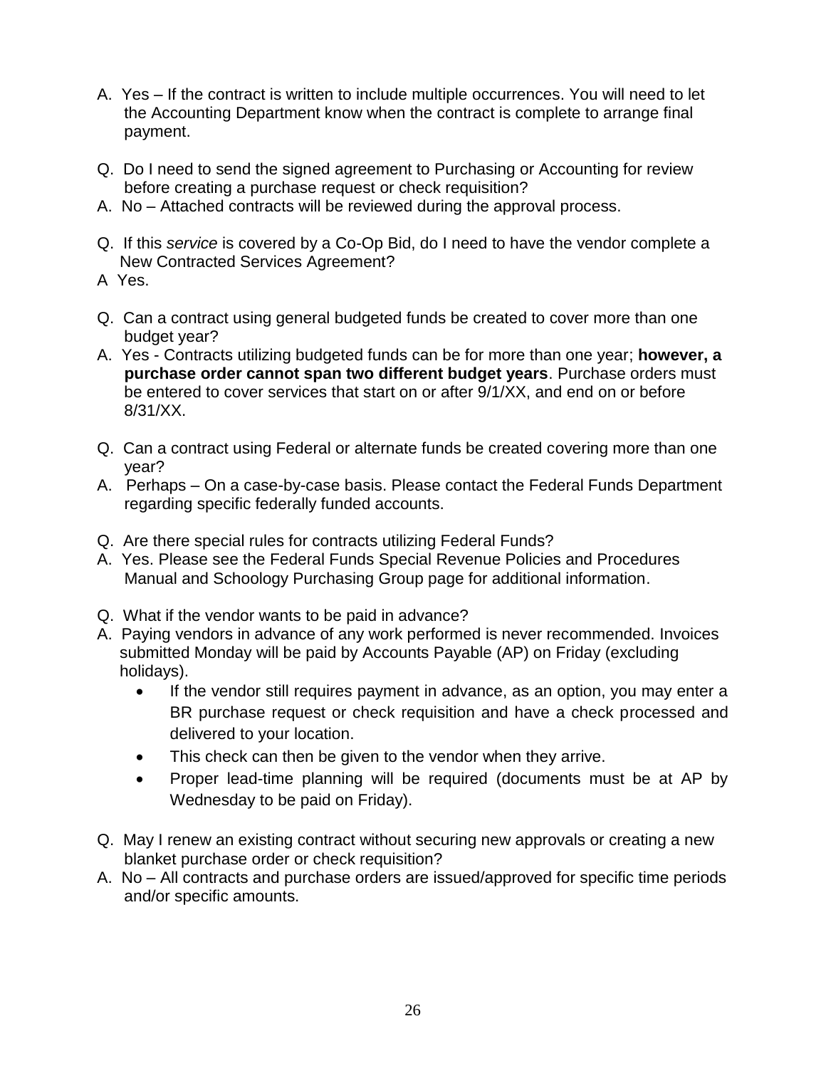A. Yes – If the contract is written to include multiple occurrences. You will need to let the Accounting Department know when the contract is complete to arrange final payment.

Q. Do I need to send the signed agreement to Purchasing or Accounting for review before creating a purchase request or check requisition?
A. No – Attached contracts will be reviewed during the approval process.

Q. If this *service* is covered by a Co-Op Bid, do I need to have the vendor complete a New Contracted Services Agreement?
A Yes.

Q. Can a contract using general budgeted funds be created to cover more than one budget year?
A. Yes - Contracts utilizing budgeted funds can be for more than one year; **however, a purchase order cannot span two different budget years**. Purchase orders must be entered to cover services that start on or after 9/1/XX, and end on or before 8/31/XX.

Q. Can a contract using Federal or alternate funds be created covering more than one year?
A. Perhaps – On a case-by-case basis. Please contact the Federal Funds Department regarding specific federally funded accounts.

Q. Are there special rules for contracts utilizing Federal Funds?
A. Yes. Please see the Federal Funds Special Revenue Policies and Procedures Manual and Schoology Purchasing Group page for additional information.

Q. What if the vendor wants to be paid in advance?
A. Paying vendors in advance of any work performed is never recommended. Invoices submitted Monday will be paid by Accounts Payable (AP) on Friday (excluding holidays).

- If the vendor still requires payment in advance, as an option, you may enter a BR purchase request or check requisition and have a check processed and delivered to your location.
- This check can then be given to the vendor when they arrive.
- Proper lead-time planning will be required (documents must be at AP by Wednesday to be paid on Friday).

Q. May I renew an existing contract without securing new approvals or creating a new blanket purchase order or check requisition?
A. No – All contracts and purchase orders are issued/approved for specific time periods and/or specific amounts.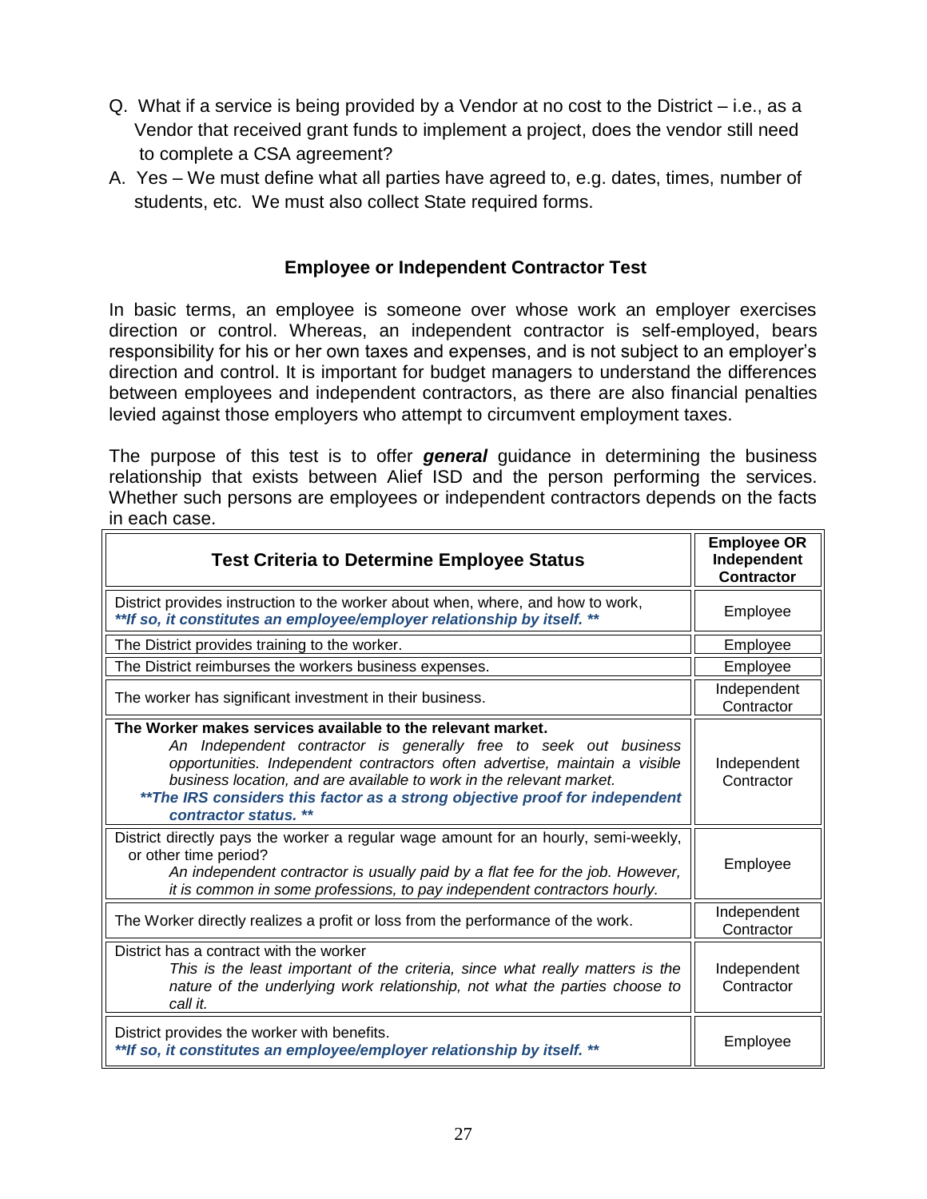Q. What if a service is being provided by a Vendor at no cost to the District – i.e., as a Vendor that received grant funds to implement a project, does the vendor still need to complete a CSA agreement?

A. Yes – We must define what all parties have agreed to, e.g. dates, times, number of students, etc. We must also collect State required forms.

### Employee or Independent Contractor Test

In basic terms, an employee is someone over whose work an employer exercises direction or control. Whereas, an independent contractor is self-employed, bears responsibility for his or her own taxes and expenses, and is not subject to an employer's direction and control. It is important for budget managers to understand the differences between employees and independent contractors, as there are also financial penalties levied against those employers who attempt to circumvent employment taxes.

The purpose of this test is to offer ***general*** guidance in determining the business relationship that exists between Alief ISD and the person performing the services. Whether such persons are employees or independent contractors depends on the facts in each case.

| Test Criteria to Determine Employee Status | Employee OR Independent Contractor |
|---|---|
| District provides instruction to the worker about when, where, and how to work, ***\*\*If so, it constitutes an employee/employer relationship by itself. \*\**** | Employee |
| The District provides training to the worker. | Employee |
| The District reimburses the workers business expenses. | Employee |
| The worker has significant investment in their business. | Independent Contractor |
| **The Worker makes services available to the relevant market.** *An Independent contractor is generally free to seek out business opportunities. Independent contractors often advertise, maintain a visible business location, and are available to work in the relevant market.* ***\*\*The IRS considers this factor as a strong objective proof for independent contractor status. \*\**** | Independent Contractor |
| District directly pays the worker a regular wage amount for an hourly, semi-weekly, or other time period? *An independent contractor is usually paid by a flat fee for the job. However, it is common in some professions, to pay independent contractors hourly.* | Employee |
| The Worker directly realizes a profit or loss from the performance of the work. | Independent Contractor |
| District has a contract with the worker *This is the least important of the criteria, since what really matters is the nature of the underlying work relationship, not what the parties choose to call it.* | Independent Contractor |
| District provides the worker with benefits. ***\*\*If so, it constitutes an employee/employer relationship by itself. \*\**** | Employee |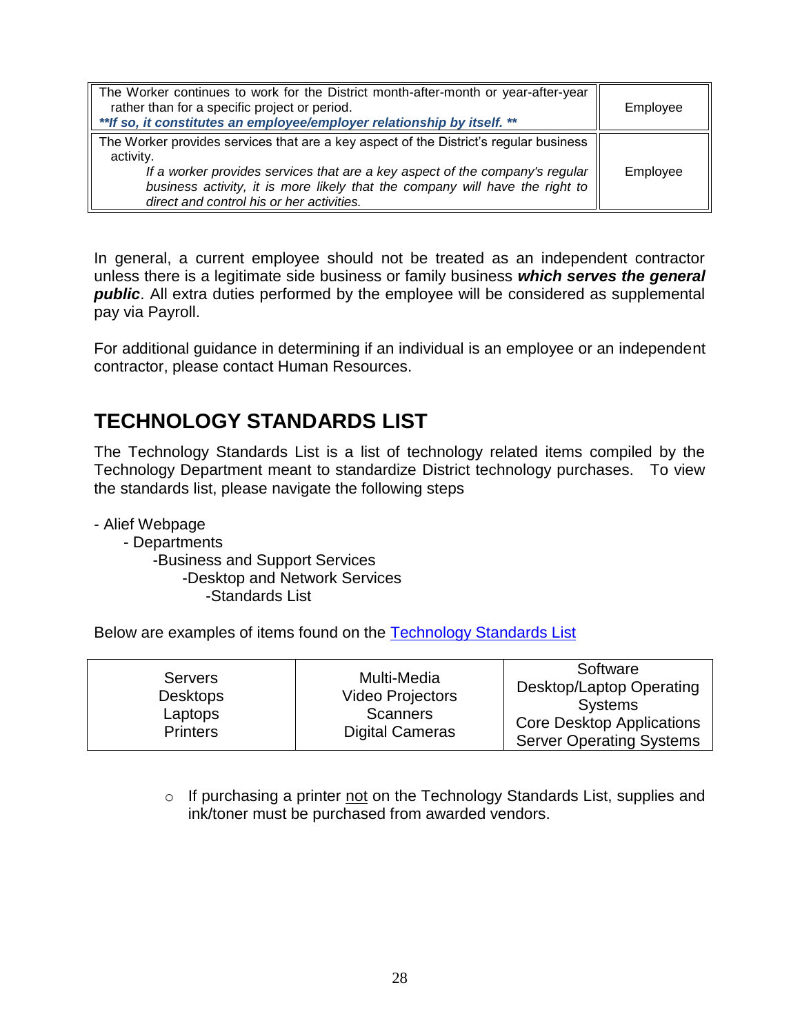| | |
|---|---|
| The Worker continues to work for the District month-after-month or year-after-year rather than for a specific project or period. ***\*\*If so, it constitutes an employee/employer relationship by itself. \*\**** | Employee |
| The Worker provides services that are a key aspect of the District's regular business activity. *If a worker provides services that are a key aspect of the company's regular business activity, it is more likely that the company will have the right to direct and control his or her activities.* | Employee |

In general, a current employee should not be treated as an independent contractor unless there is a legitimate side business or family business ***which serves the general public***. All extra duties performed by the employee will be considered as supplemental pay via Payroll.

For additional guidance in determining if an individual is an employee or an independent contractor, please contact Human Resources.

## TECHNOLOGY STANDARDS LIST

The Technology Standards List is a list of technology related items compiled by the Technology Department meant to standardize District technology purchases. To view the standards list, please navigate the following steps

- Alief Webpage
  - Departments
    - Business and Support Services
      - Desktop and Network Services
        - Standards List

Below are examples of items found on the Technology Standards List

| | | |
|---|---|---|
| Servers<br>Desktops<br>Laptops<br>Printers | Multi-Media<br>Video Projectors<br>Scanners<br>Digital Cameras | Software<br>Desktop/Laptop Operating Systems<br>Core Desktop Applications<br>Server Operating Systems |

- If purchasing a printer not on the Technology Standards List, supplies and ink/toner must be purchased from awarded vendors.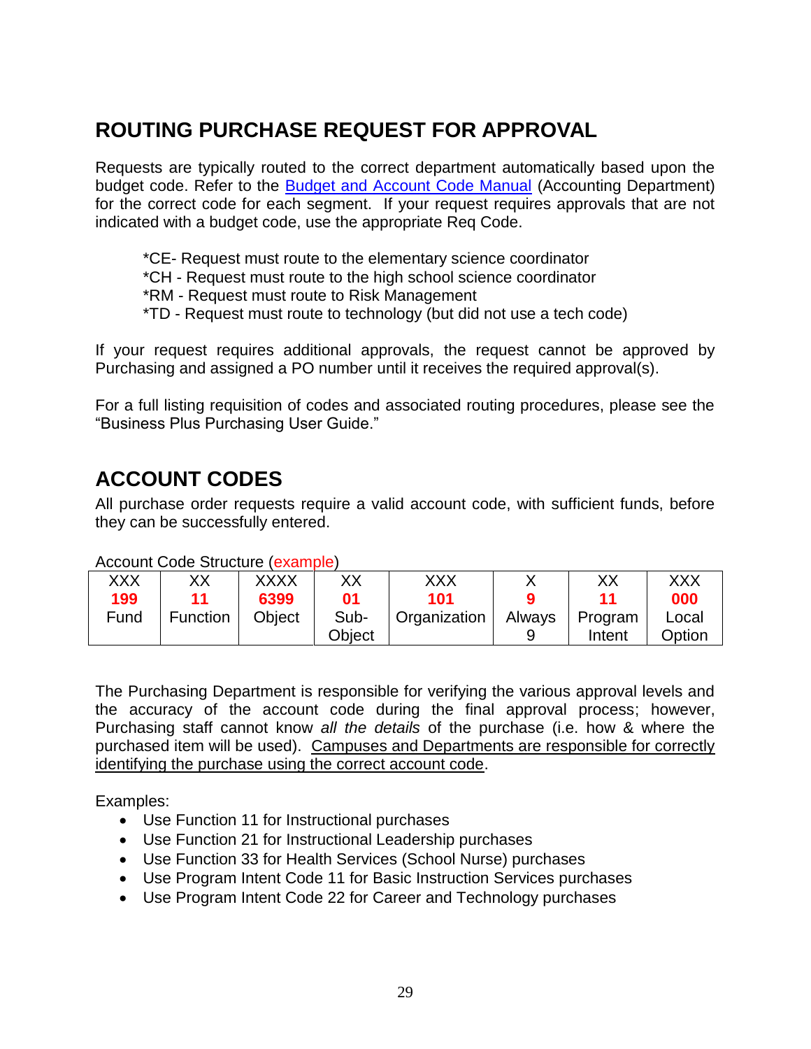## ROUTING PURCHASE REQUEST FOR APPROVAL

Requests are typically routed to the correct department automatically based upon the budget code. Refer to the [Budget and Account Code Manual]() (Accounting Department) for the correct code for each segment. If your request requires approvals that are not indicated with a budget code, use the appropriate Req Code.

*CE- Request must route to the elementary science coordinator
*CH - Request must route to the high school science coordinator
*RM - Request must route to Risk Management
*TD - Request must route to technology (but did not use a tech code)

If your request requires additional approvals, the request cannot be approved by Purchasing and assigned a PO number until it receives the required approval(s).

For a full listing requisition of codes and associated routing procedures, please see the "Business Plus Purchasing User Guide."

## ACCOUNT CODES

All purchase order requests require a valid account code, with sufficient funds, before they can be successfully entered.

Account Code Structure (example)

| XXX | XX | XXXX | XX | XXX | X | XX | XXX |
|---|---|---|---|---|---|---|---|
| **199** | **11** | **6399** | **01** | **101** | **9** | **11** | **000** |
| Fund | Function | Object | Sub-Object | Organization | Always 9 | Program Intent | Local Option |

The Purchasing Department is responsible for verifying the various approval levels and the accuracy of the account code during the final approval process; however, Purchasing staff cannot know *all the details* of the purchase (i.e. how & where the purchased item will be used). Campuses and Departments are responsible for correctly identifying the purchase using the correct account code.

Examples:

- Use Function 11 for Instructional purchases
- Use Function 21 for Instructional Leadership purchases
- Use Function 33 for Health Services (School Nurse) purchases
- Use Program Intent Code 11 for Basic Instruction Services purchases
- Use Program Intent Code 22 for Career and Technology purchases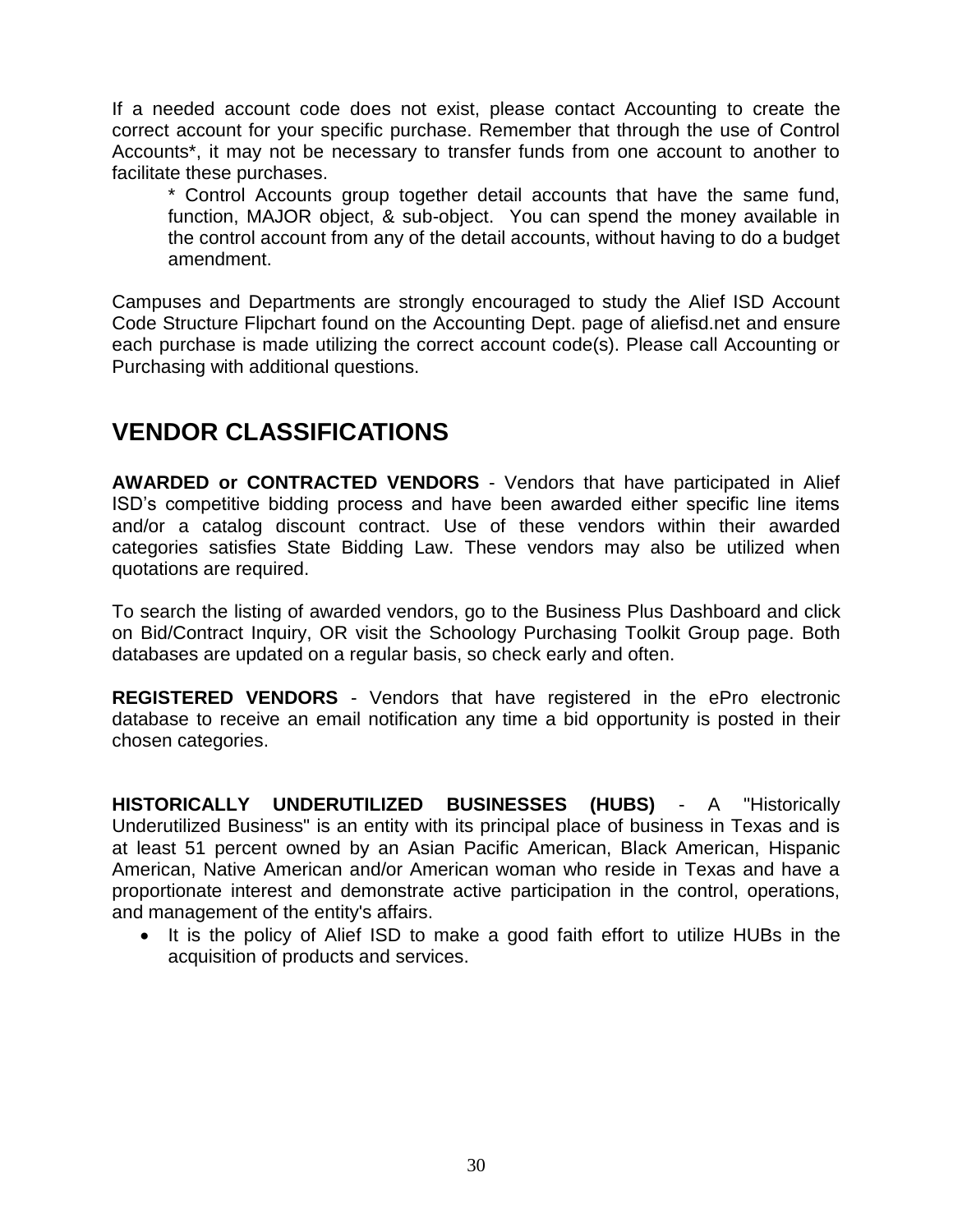If a needed account code does not exist, please contact Accounting to create the correct account for your specific purchase. Remember that through the use of Control Accounts*, it may not be necessary to transfer funds from one account to another to facilitate these purchases.

> * Control Accounts group together detail accounts that have the same fund, function, MAJOR object, & sub-object. You can spend the money available in the control account from any of the detail accounts, without having to do a budget amendment.

Campuses and Departments are strongly encouraged to study the Alief ISD Account Code Structure Flipchart found on the Accounting Dept. page of aliefisd.net and ensure each purchase is made utilizing the correct account code(s). Please call Accounting or Purchasing with additional questions.

## VENDOR CLASSIFICATIONS

**AWARDED or CONTRACTED VENDORS** - Vendors that have participated in Alief ISD's competitive bidding process and have been awarded either specific line items and/or a catalog discount contract. Use of these vendors within their awarded categories satisfies State Bidding Law. These vendors may also be utilized when quotations are required.

To search the listing of awarded vendors, go to the Business Plus Dashboard and click on Bid/Contract Inquiry, OR visit the Schoology Purchasing Toolkit Group page. Both databases are updated on a regular basis, so check early and often.

**REGISTERED VENDORS** - Vendors that have registered in the ePro electronic database to receive an email notification any time a bid opportunity is posted in their chosen categories.

**HISTORICALLY UNDERUTILIZED BUSINESSES (HUBS)** - A "Historically Underutilized Business" is an entity with its principal place of business in Texas and is at least 51 percent owned by an Asian Pacific American, Black American, Hispanic American, Native American and/or American woman who reside in Texas and have a proportionate interest and demonstrate active participation in the control, operations, and management of the entity's affairs.

- It is the policy of Alief ISD to make a good faith effort to utilize HUBs in the acquisition of products and services.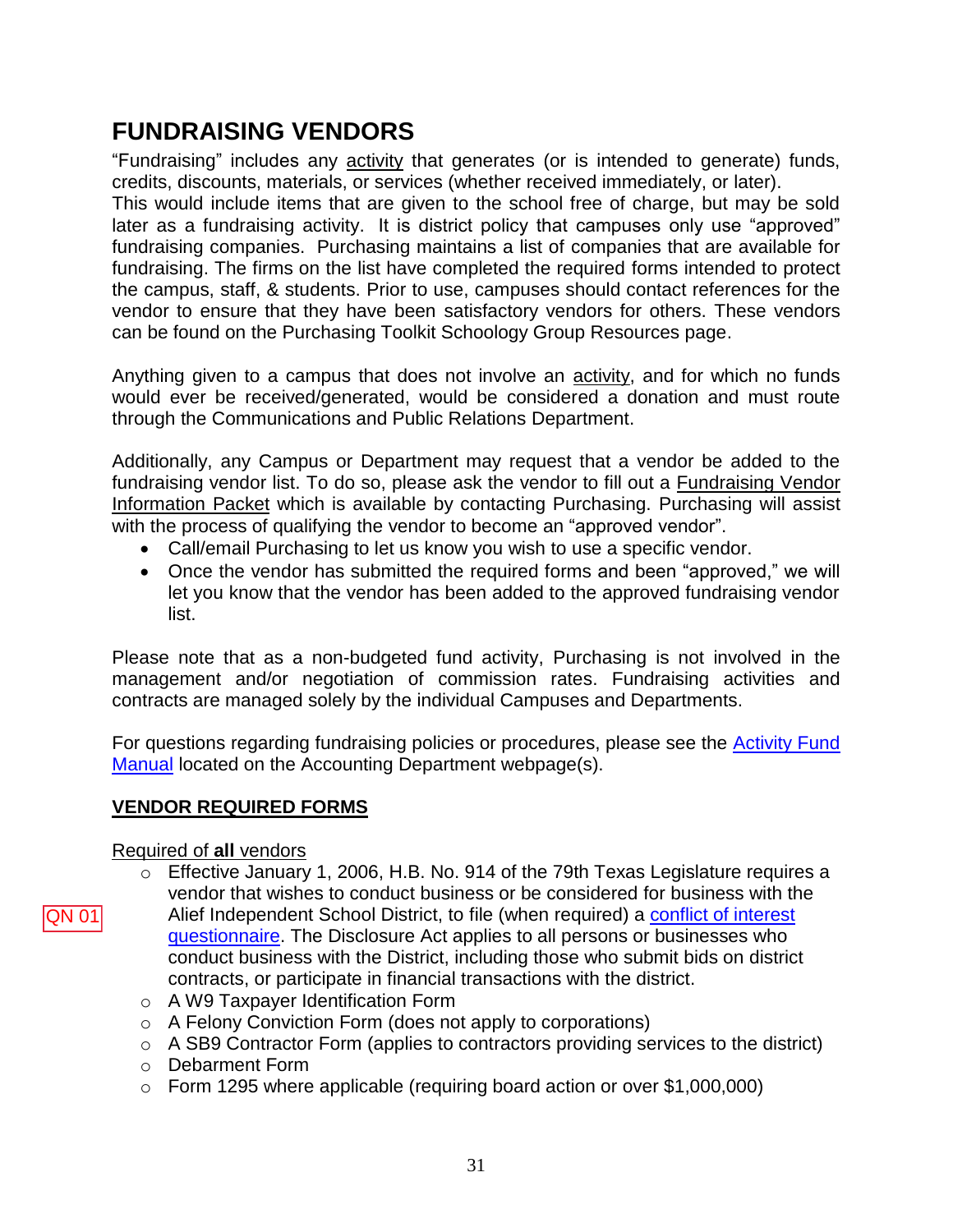# FUNDRAISING VENDORS

"Fundraising" includes any activity that generates (or is intended to generate) funds, credits, discounts, materials, or services (whether received immediately, or later). This would include items that are given to the school free of charge, but may be sold later as a fundraising activity. It is district policy that campuses only use "approved" fundraising companies. Purchasing maintains a list of companies that are available for fundraising. The firms on the list have completed the required forms intended to protect the campus, staff, & students. Prior to use, campuses should contact references for the vendor to ensure that they have been satisfactory vendors for others. These vendors can be found on the Purchasing Toolkit Schoology Group Resources page.

Anything given to a campus that does not involve an activity, and for which no funds would ever be received/generated, would be considered a donation and must route through the Communications and Public Relations Department.

Additionally, any Campus or Department may request that a vendor be added to the fundraising vendor list. To do so, please ask the vendor to fill out a Fundraising Vendor Information Packet which is available by contacting Purchasing. Purchasing will assist with the process of qualifying the vendor to become an "approved vendor".

- Call/email Purchasing to let us know you wish to use a specific vendor.
- Once the vendor has submitted the required forms and been "approved," we will let you know that the vendor has been added to the approved fundraising vendor list.

Please note that as a non-budgeted fund activity, Purchasing is not involved in the management and/or negotiation of commission rates. Fundraising activities and contracts are managed solely by the individual Campuses and Departments.

For questions regarding fundraising policies or procedures, please see the Activity Fund Manual located on the Accounting Department webpage(s).

## VENDOR REQUIRED FORMS

Required of **all** vendors

QN 01

- Effective January 1, 2006, H.B. No. 914 of the 79th Texas Legislature requires a vendor that wishes to conduct business or be considered for business with the Alief Independent School District, to file (when required) a conflict of interest questionnaire. The Disclosure Act applies to all persons or businesses who conduct business with the District, including those who submit bids on district contracts, or participate in financial transactions with the district.
- A W9 Taxpayer Identification Form
- A Felony Conviction Form (does not apply to corporations)
- A SB9 Contractor Form (applies to contractors providing services to the district)
- Debarment Form
- Form 1295 where applicable (requiring board action or over $1,000,000)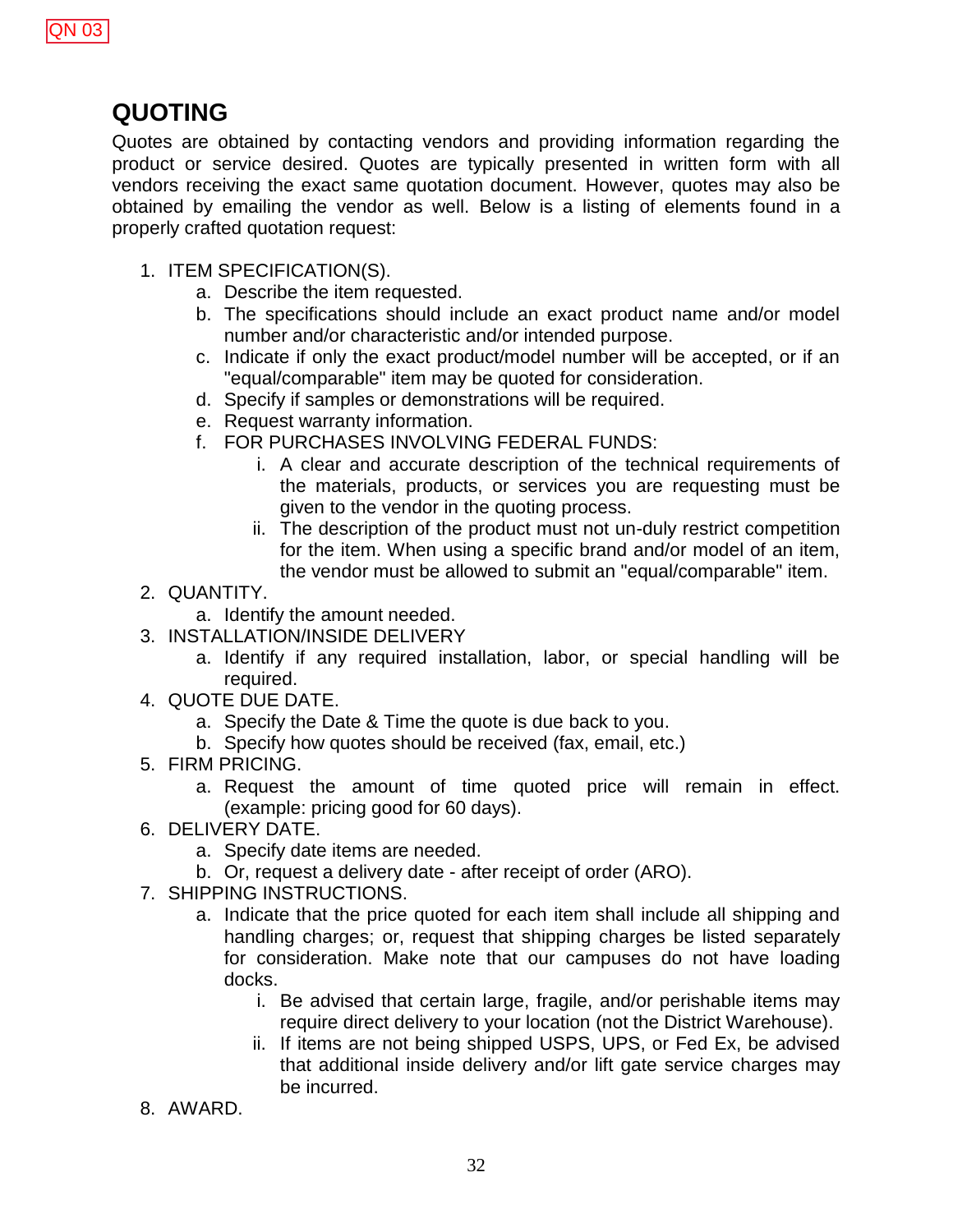QN 03

## QUOTING

Quotes are obtained by contacting vendors and providing information regarding the product or service desired. Quotes are typically presented in written form with all vendors receiving the exact same quotation document. However, quotes may also be obtained by emailing the vendor as well. Below is a listing of elements found in a properly crafted quotation request:

1. ITEM SPECIFICATION(S).
   a. Describe the item requested.
   b. The specifications should include an exact product name and/or model number and/or characteristic and/or intended purpose.
   c. Indicate if only the exact product/model number will be accepted, or if an "equal/comparable" item may be quoted for consideration.
   d. Specify if samples or demonstrations will be required.
   e. Request warranty information.
   f. FOR PURCHASES INVOLVING FEDERAL FUNDS:
      i. A clear and accurate description of the technical requirements of the materials, products, or services you are requesting must be given to the vendor in the quoting process.
      ii. The description of the product must not un-duly restrict competition for the item. When using a specific brand and/or model of an item, the vendor must be allowed to submit an "equal/comparable" item.
2. QUANTITY.
   a. Identify the amount needed.
3. INSTALLATION/INSIDE DELIVERY
   a. Identify if any required installation, labor, or special handling will be required.
4. QUOTE DUE DATE.
   a. Specify the Date & Time the quote is due back to you.
   b. Specify how quotes should be received (fax, email, etc.)
5. FIRM PRICING.
   a. Request the amount of time quoted price will remain in effect. (example: pricing good for 60 days).
6. DELIVERY DATE.
   a. Specify date items are needed.
   b. Or, request a delivery date - after receipt of order (ARO).
7. SHIPPING INSTRUCTIONS.
   a. Indicate that the price quoted for each item shall include all shipping and handling charges; or, request that shipping charges be listed separately for consideration. Make note that our campuses do not have loading docks.
      i. Be advised that certain large, fragile, and/or perishable items may require direct delivery to your location (not the District Warehouse).
      ii. If items are not being shipped USPS, UPS, or Fed Ex, be advised that additional inside delivery and/or lift gate service charges may be incurred.
8. AWARD.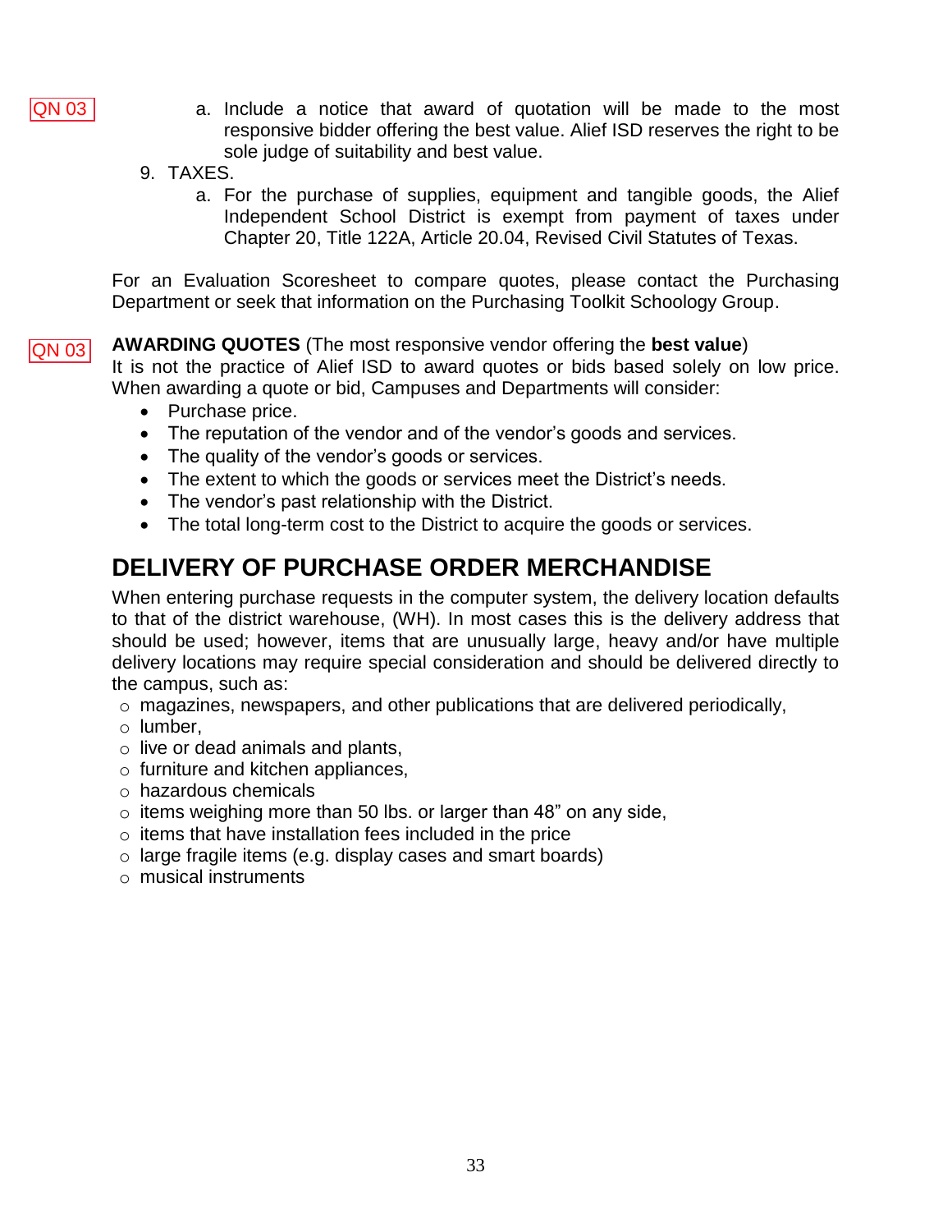QN 03

   a. Include a notice that award of quotation will be made to the most responsive bidder offering the best value. Alief ISD reserves the right to be sole judge of suitability and best value.

9. TAXES.
   a. For the purchase of supplies, equipment and tangible goods, the Alief Independent School District is exempt from payment of taxes under Chapter 20, Title 122A, Article 20.04, Revised Civil Statutes of Texas.

For an Evaluation Scoresheet to compare quotes, please contact the Purchasing Department or seek that information on the Purchasing Toolkit Schoology Group.

QN 03

**AWARDING QUOTES** (The most responsive vendor offering the **best value**)
It is not the practice of Alief ISD to award quotes or bids based solely on low price. When awarding a quote or bid, Campuses and Departments will consider:

- Purchase price.
- The reputation of the vendor and of the vendor's goods and services.
- The quality of the vendor's goods or services.
- The extent to which the goods or services meet the District's needs.
- The vendor's past relationship with the District.
- The total long-term cost to the District to acquire the goods or services.

## DELIVERY OF PURCHASE ORDER MERCHANDISE

When entering purchase requests in the computer system, the delivery location defaults to that of the district warehouse, (WH). In most cases this is the delivery address that should be used; however, items that are unusually large, heavy and/or have multiple delivery locations may require special consideration and should be delivered directly to the campus, such as:

- magazines, newspapers, and other publications that are delivered periodically,
- lumber,
- live or dead animals and plants,
- furniture and kitchen appliances,
- hazardous chemicals
- items weighing more than 50 lbs. or larger than 48" on any side,
- items that have installation fees included in the price
- large fragile items (e.g. display cases and smart boards)
- musical instruments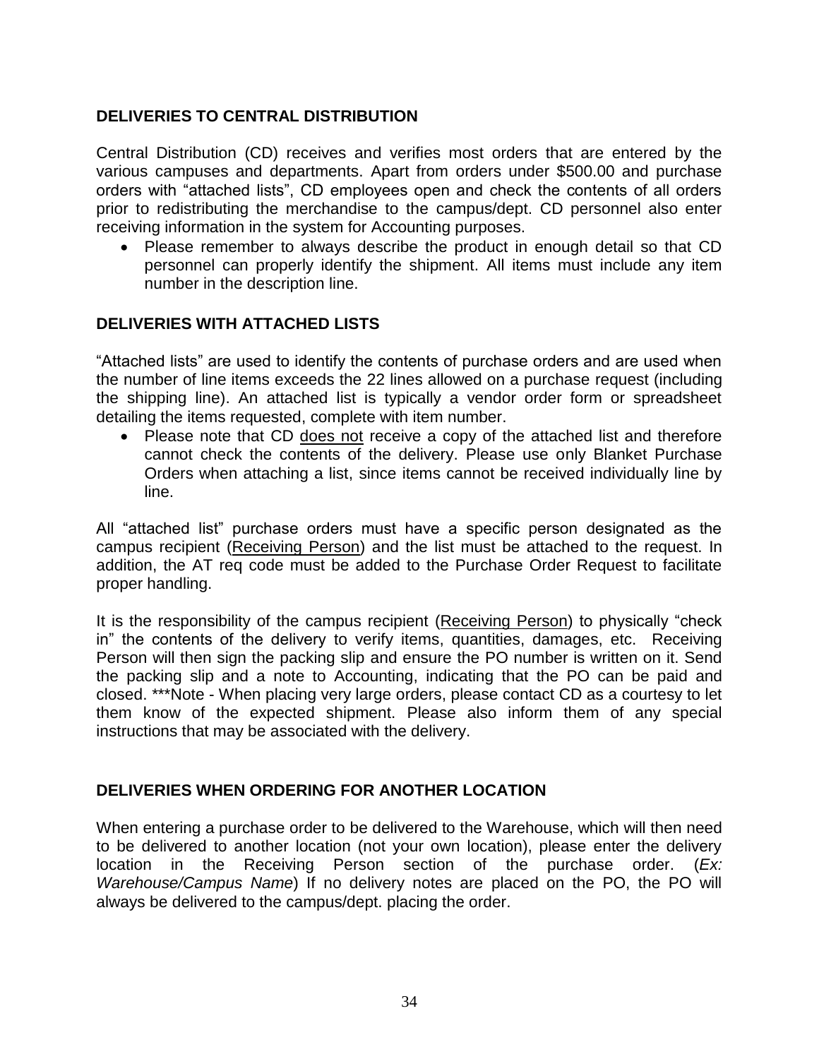## DELIVERIES TO CENTRAL DISTRIBUTION

Central Distribution (CD) receives and verifies most orders that are entered by the various campuses and departments. Apart from orders under $500.00 and purchase orders with "attached lists", CD employees open and check the contents of all orders prior to redistributing the merchandise to the campus/dept. CD personnel also enter receiving information in the system for Accounting purposes.

- Please remember to always describe the product in enough detail so that CD personnel can properly identify the shipment. All items must include any item number in the description line.

## DELIVERIES WITH ATTACHED LISTS

"Attached lists" are used to identify the contents of purchase orders and are used when the number of line items exceeds the 22 lines allowed on a purchase request (including the shipping line). An attached list is typically a vendor order form or spreadsheet detailing the items requested, complete with item number.

- Please note that CD does not receive a copy of the attached list and therefore cannot check the contents of the delivery. Please use only Blanket Purchase Orders when attaching a list, since items cannot be received individually line by line.

All "attached list" purchase orders must have a specific person designated as the campus recipient (Receiving Person) and the list must be attached to the request. In addition, the AT req code must be added to the Purchase Order Request to facilitate proper handling.

It is the responsibility of the campus recipient (Receiving Person) to physically "check in" the contents of the delivery to verify items, quantities, damages, etc. Receiving Person will then sign the packing slip and ensure the PO number is written on it. Send the packing slip and a note to Accounting, indicating that the PO can be paid and closed. ***Note - When placing very large orders, please contact CD as a courtesy to let them know of the expected shipment. Please also inform them of any special instructions that may be associated with the delivery.

## DELIVERIES WHEN ORDERING FOR ANOTHER LOCATION

When entering a purchase order to be delivered to the Warehouse, which will then need to be delivered to another location (not your own location), please enter the delivery location in the Receiving Person section of the purchase order. (*Ex: Warehouse/Campus Name*) If no delivery notes are placed on the PO, the PO will always be delivered to the campus/dept. placing the order.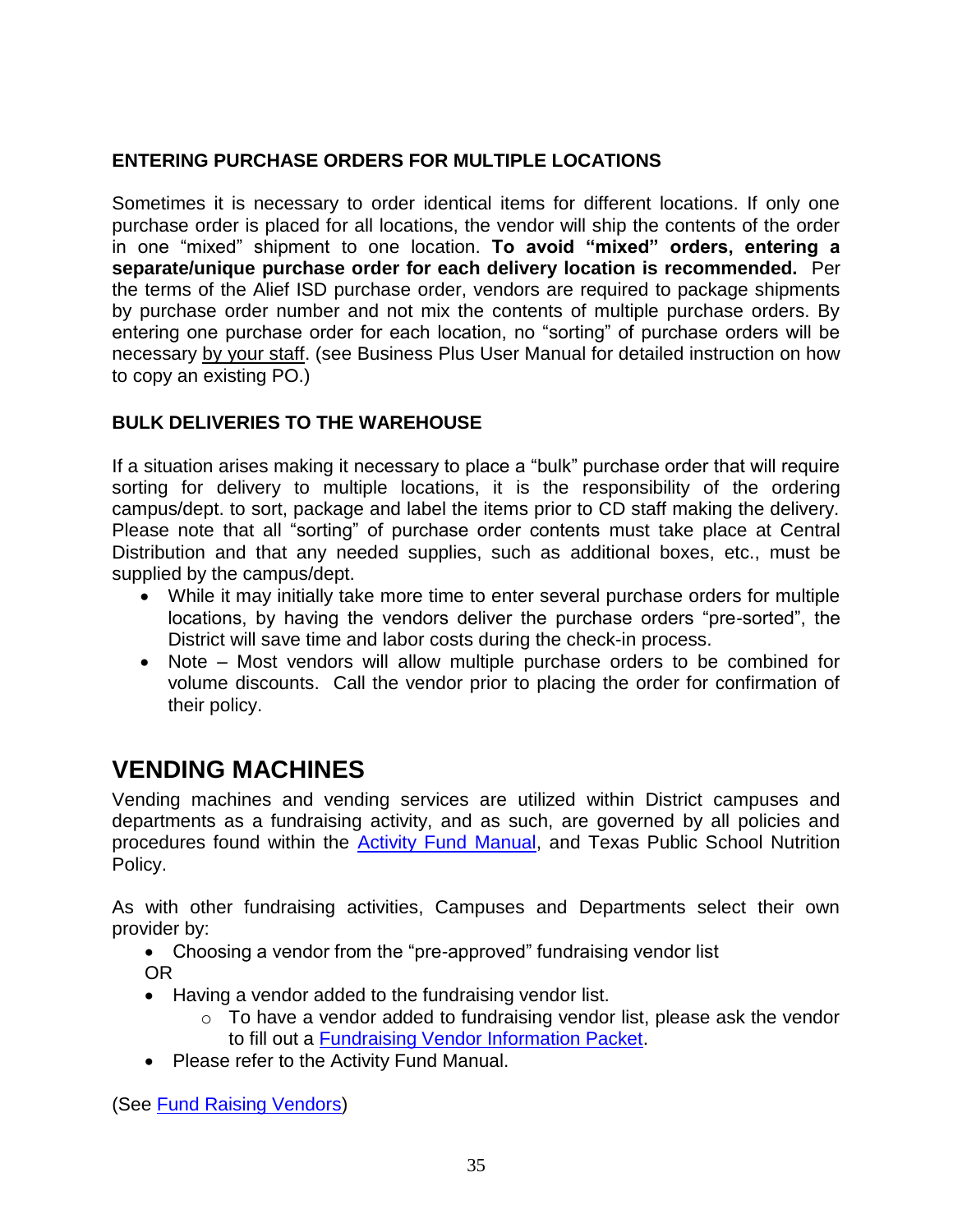### ENTERING PURCHASE ORDERS FOR MULTIPLE LOCATIONS

Sometimes it is necessary to order identical items for different locations. If only one purchase order is placed for all locations, the vendor will ship the contents of the order in one "mixed" shipment to one location. **To avoid "mixed" orders, entering a separate/unique purchase order for each delivery location is recommended.** Per the terms of the Alief ISD purchase order, vendors are required to package shipments by purchase order number and not mix the contents of multiple purchase orders. By entering one purchase order for each location, no "sorting" of purchase orders will be necessary by your staff. (see Business Plus User Manual for detailed instruction on how to copy an existing PO.)

### BULK DELIVERIES TO THE WAREHOUSE

If a situation arises making it necessary to place a "bulk" purchase order that will require sorting for delivery to multiple locations, it is the responsibility of the ordering campus/dept. to sort, package and label the items prior to CD staff making the delivery. Please note that all "sorting" of purchase order contents must take place at Central Distribution and that any needed supplies, such as additional boxes, etc., must be supplied by the campus/dept.

- While it may initially take more time to enter several purchase orders for multiple locations, by having the vendors deliver the purchase orders "pre-sorted", the District will save time and labor costs during the check-in process.
- Note – Most vendors will allow multiple purchase orders to be combined for volume discounts. Call the vendor prior to placing the order for confirmation of their policy.

## VENDING MACHINES

Vending machines and vending services are utilized within District campuses and departments as a fundraising activity, and as such, are governed by all policies and procedures found within the Activity Fund Manual, and Texas Public School Nutrition Policy.

As with other fundraising activities, Campuses and Departments select their own provider by:

- Choosing a vendor from the "pre-approved" fundraising vendor list

  OR
- Having a vendor added to the fundraising vendor list.
  - To have a vendor added to fundraising vendor list, please ask the vendor to fill out a Fundraising Vendor Information Packet.
- Please refer to the Activity Fund Manual.

(See Fund Raising Vendors)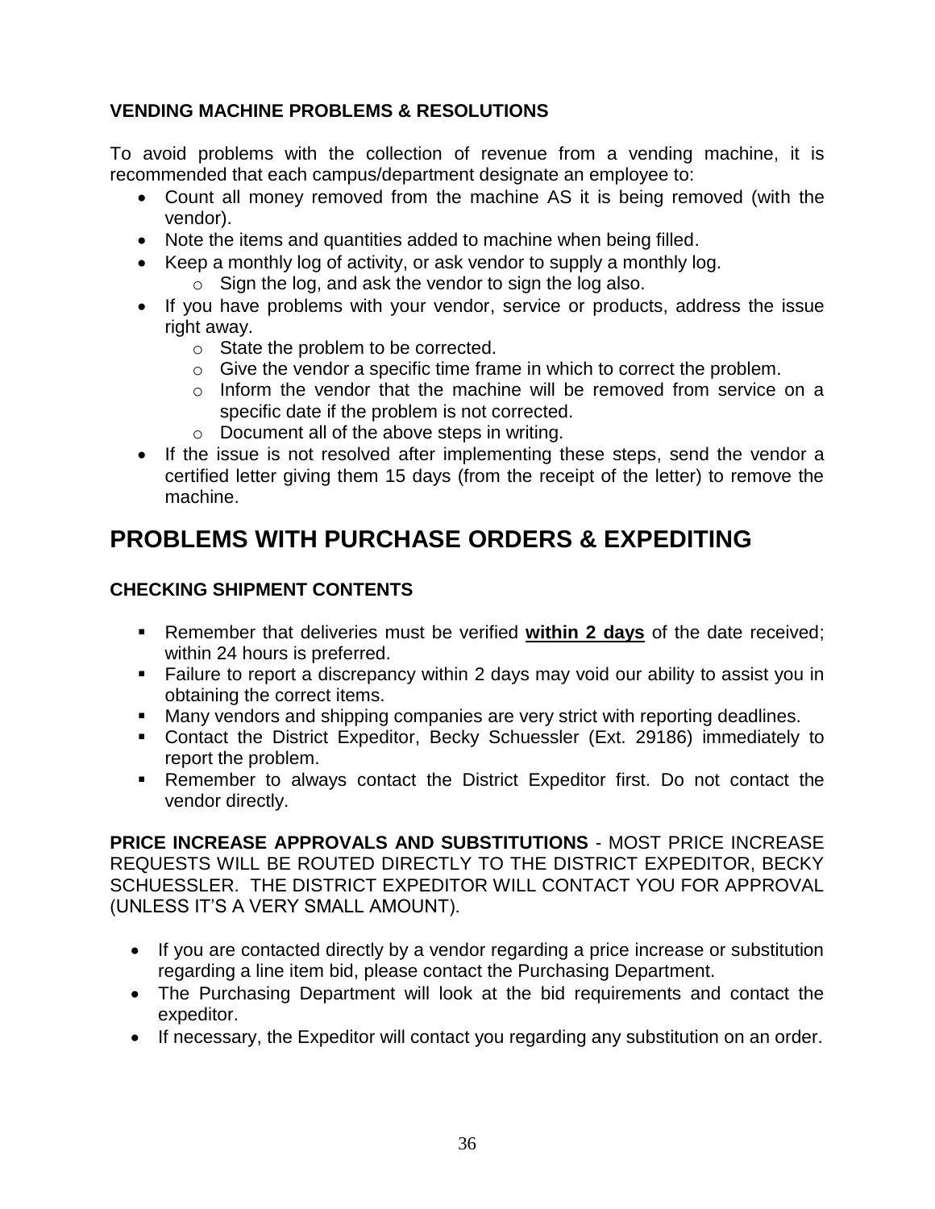### VENDING MACHINE PROBLEMS & RESOLUTIONS

To avoid problems with the collection of revenue from a vending machine, it is recommended that each campus/department designate an employee to:

- Count all money removed from the machine AS it is being removed (with the vendor).
- Note the items and quantities added to machine when being filled.
- Keep a monthly log of activity, or ask vendor to supply a monthly log.
  - Sign the log, and ask the vendor to sign the log also.
- If you have problems with your vendor, service or products, address the issue right away.
  - State the problem to be corrected.
  - Give the vendor a specific time frame in which to correct the problem.
  - Inform the vendor that the machine will be removed from service on a specific date if the problem is not corrected.
  - Document all of the above steps in writing.
- If the issue is not resolved after implementing these steps, send the vendor a certified letter giving them 15 days (from the receipt of the letter) to remove the machine.

## PROBLEMS WITH PURCHASE ORDERS & EXPEDITING

### CHECKING SHIPMENT CONTENTS

- Remember that deliveries must be verified **within 2 days** of the date received; within 24 hours is preferred.
- Failure to report a discrepancy within 2 days may void our ability to assist you in obtaining the correct items.
- Many vendors and shipping companies are very strict with reporting deadlines.
- Contact the District Expeditor, Becky Schuessler (Ext. 29186) immediately to report the problem.
- Remember to always contact the District Expeditor first. Do not contact the vendor directly.

**PRICE INCREASE APPROVALS AND SUBSTITUTIONS** - MOST PRICE INCREASE REQUESTS WILL BE ROUTED DIRECTLY TO THE DISTRICT EXPEDITOR, BECKY SCHUESSLER. THE DISTRICT EXPEDITOR WILL CONTACT YOU FOR APPROVAL (UNLESS IT'S A VERY SMALL AMOUNT).

- If you are contacted directly by a vendor regarding a price increase or substitution regarding a line item bid, please contact the Purchasing Department.
- The Purchasing Department will look at the bid requirements and contact the expeditor.
- If necessary, the Expeditor will contact you regarding any substitution on an order.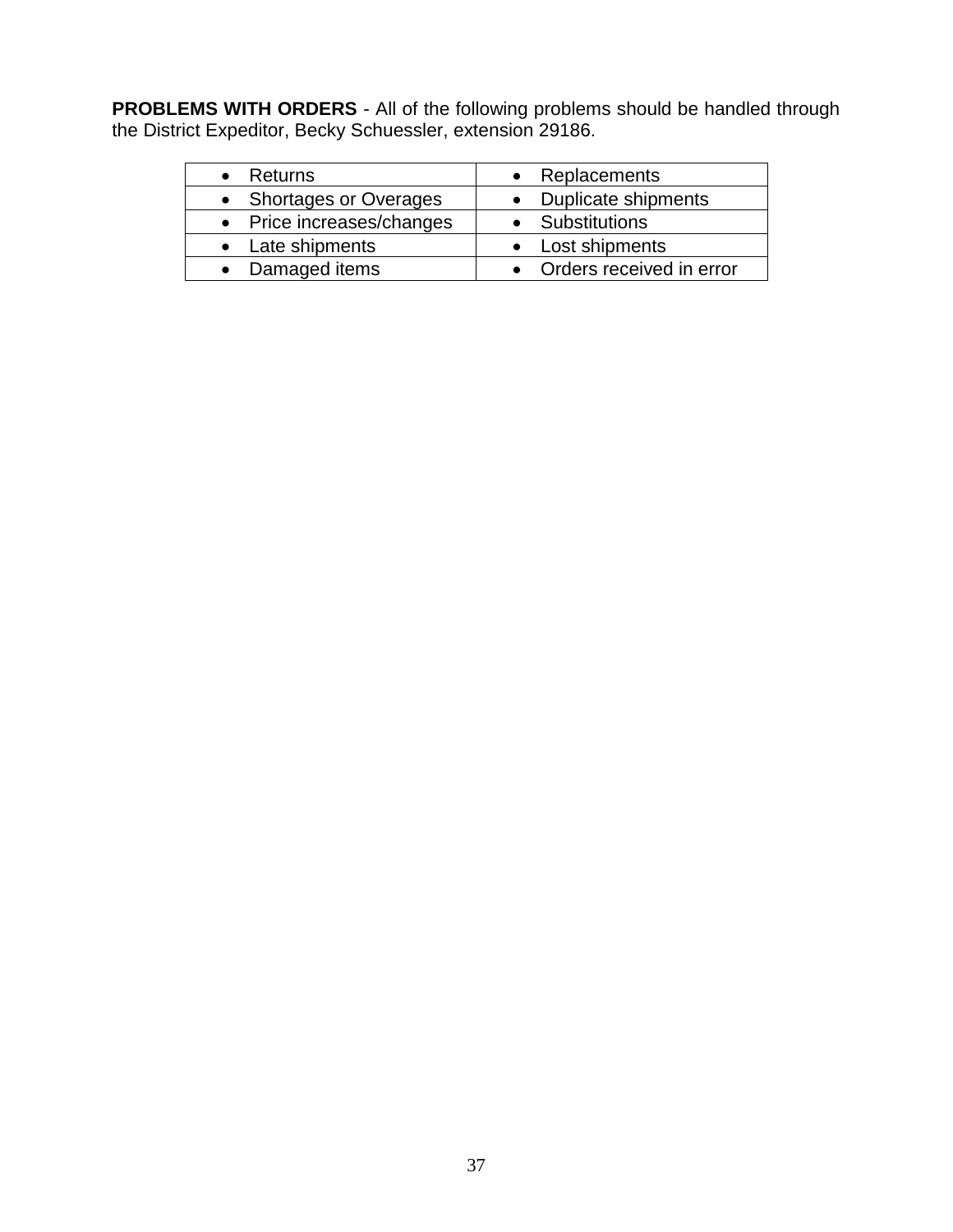**PROBLEMS WITH ORDERS** - All of the following problems should be handled through the District Expeditor, Becky Schuessler, extension 29186.

| | |
|---|---|
| • Returns | • Replacements |
| • Shortages or Overages | • Duplicate shipments |
| • Price increases/changes | • Substitutions |
| • Late shipments | • Lost shipments |
| • Damaged items | • Orders received in error |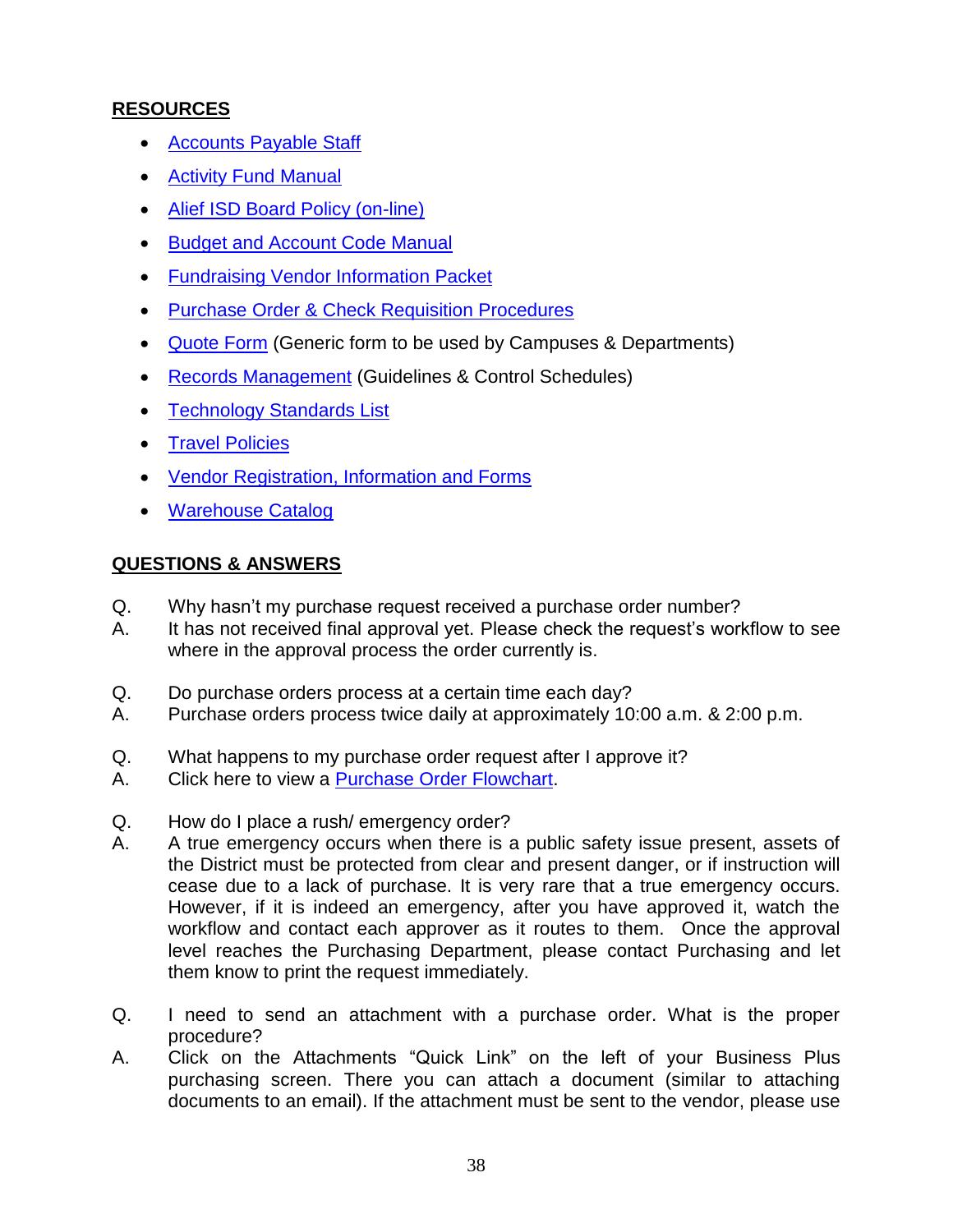## RESOURCES

- Accounts Payable Staff
- Activity Fund Manual
- Alief ISD Board Policy (on-line)
- Budget and Account Code Manual
- Fundraising Vendor Information Packet
- Purchase Order & Check Requisition Procedures
- Quote Form (Generic form to be used by Campuses & Departments)
- Records Management (Guidelines & Control Schedules)
- Technology Standards List
- Travel Policies
- Vendor Registration, Information and Forms
- Warehouse Catalog

## QUESTIONS & ANSWERS

Q. Why hasn't my purchase request received a purchase order number?
A. It has not received final approval yet. Please check the request's workflow to see where in the approval process the order currently is.

Q. Do purchase orders process at a certain time each day?
A. Purchase orders process twice daily at approximately 10:00 a.m. & 2:00 p.m.

Q. What happens to my purchase order request after I approve it?
A. Click here to view a Purchase Order Flowchart.

Q. How do I place a rush/ emergency order?
A. A true emergency occurs when there is a public safety issue present, assets of the District must be protected from clear and present danger, or if instruction will cease due to a lack of purchase. It is very rare that a true emergency occurs. However, if it is indeed an emergency, after you have approved it, watch the workflow and contact each approver as it routes to them. Once the approval level reaches the Purchasing Department, please contact Purchasing and let them know to print the request immediately.

Q. I need to send an attachment with a purchase order. What is the proper procedure?
A. Click on the Attachments "Quick Link" on the left of your Business Plus purchasing screen. There you can attach a document (similar to attaching documents to an email). If the attachment must be sent to the vendor, please use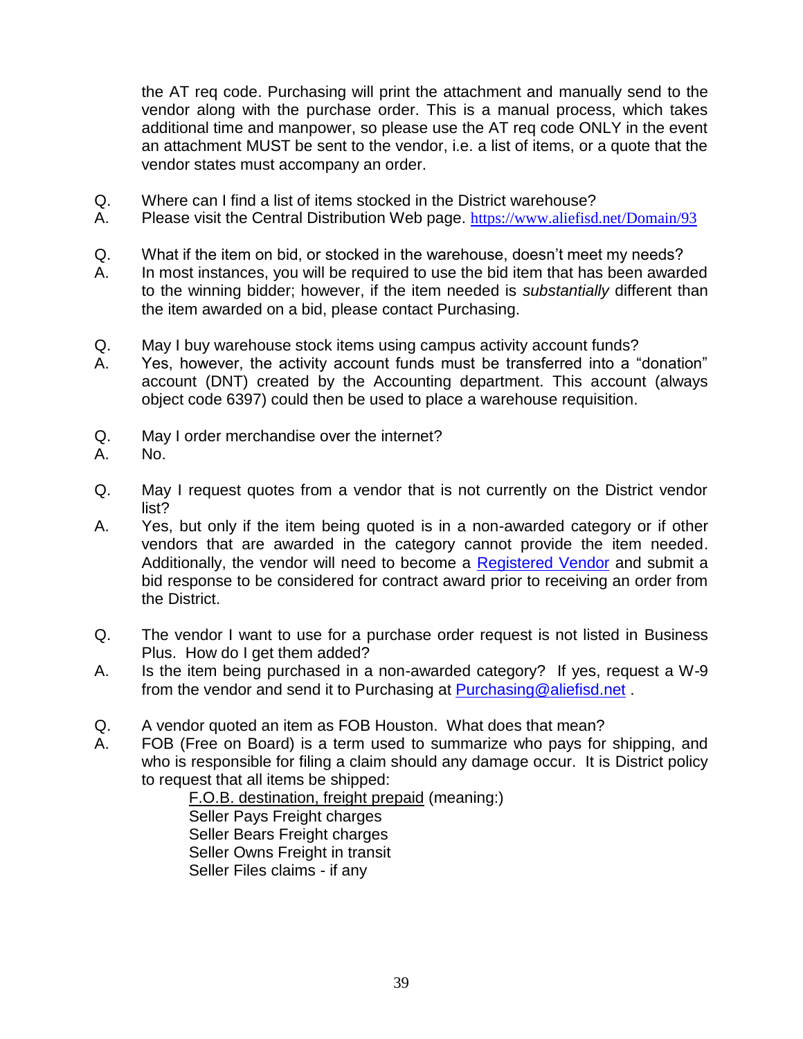the AT req code. Purchasing will print the attachment and manually send to the vendor along with the purchase order. This is a manual process, which takes additional time and manpower, so please use the AT req code ONLY in the event an attachment MUST be sent to the vendor, i.e. a list of items, or a quote that the vendor states must accompany an order.

Q. Where can I find a list of items stocked in the District warehouse?
A. Please visit the Central Distribution Web page. https://www.aliefisd.net/Domain/93

Q. What if the item on bid, or stocked in the warehouse, doesn't meet my needs?
A. In most instances, you will be required to use the bid item that has been awarded to the winning bidder; however, if the item needed is *substantially* different than the item awarded on a bid, please contact Purchasing.

Q. May I buy warehouse stock items using campus activity account funds?
A. Yes, however, the activity account funds must be transferred into a "donation" account (DNT) created by the Accounting department. This account (always object code 6397) could then be used to place a warehouse requisition.

Q. May I order merchandise over the internet?
A. No.

Q. May I request quotes from a vendor that is not currently on the District vendor list?
A. Yes, but only if the item being quoted is in a non-awarded category or if other vendors that are awarded in the category cannot provide the item needed. Additionally, the vendor will need to become a Registered Vendor and submit a bid response to be considered for contract award prior to receiving an order from the District.

Q. The vendor I want to use for a purchase order request is not listed in Business Plus. How do I get them added?
A. Is the item being purchased in a non-awarded category? If yes, request a W-9 from the vendor and send it to Purchasing at Purchasing@aliefisd.net .

Q. A vendor quoted an item as FOB Houston. What does that mean?
A. FOB (Free on Board) is a term used to summarize who pays for shipping, and who is responsible for filing a claim should any damage occur. It is District policy to request that all items be shipped:

F.O.B. destination, freight prepaid (meaning:)
Seller Pays Freight charges
Seller Bears Freight charges
Seller Owns Freight in transit
Seller Files claims - if any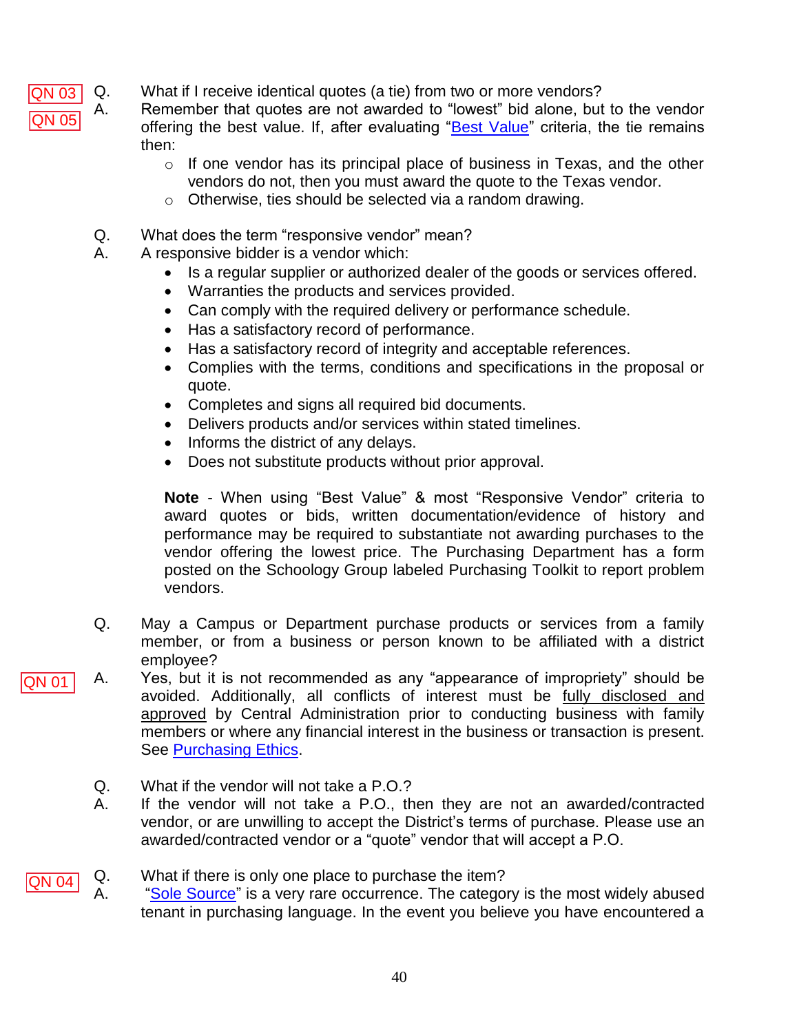QN 03 QN 05

Q. What if I receive identical quotes (a tie) from two or more vendors?

A. Remember that quotes are not awarded to "lowest" bid alone, but to the vendor offering the best value. If, after evaluating "Best Value" criteria, the tie remains then:

- If one vendor has its principal place of business in Texas, and the other vendors do not, then you must award the quote to the Texas vendor.
- Otherwise, ties should be selected via a random drawing.

Q. What does the term "responsive vendor" mean?

A. A responsive bidder is a vendor which:

- Is a regular supplier or authorized dealer of the goods or services offered.
- Warranties the products and services provided.
- Can comply with the required delivery or performance schedule.
- Has a satisfactory record of performance.
- Has a satisfactory record of integrity and acceptable references.
- Complies with the terms, conditions and specifications in the proposal or quote.
- Completes and signs all required bid documents.
- Delivers products and/or services within stated timelines.
- Informs the district of any delays.
- Does not substitute products without prior approval.

**Note** - When using "Best Value" & most "Responsive Vendor" criteria to award quotes or bids, written documentation/evidence of history and performance may be required to substantiate not awarding purchases to the vendor offering the lowest price. The Purchasing Department has a form posted on the Schoology Group labeled Purchasing Toolkit to report problem vendors.

Q. May a Campus or Department purchase products or services from a family member, or from a business or person known to be affiliated with a district employee?

QN 01

A. Yes, but it is not recommended as any "appearance of impropriety" should be avoided. Additionally, all conflicts of interest must be fully disclosed and approved by Central Administration prior to conducting business with family members or where any financial interest in the business or transaction is present. See Purchasing Ethics.

Q. What if the vendor will not take a P.O.?

A. If the vendor will not take a P.O., then they are not an awarded/contracted vendor, or are unwilling to accept the District's terms of purchase. Please use an awarded/contracted vendor or a "quote" vendor that will accept a P.O.

QN 04

Q. What if there is only one place to purchase the item?

A. "Sole Source" is a very rare occurrence. The category is the most widely abused tenant in purchasing language. In the event you believe you have encountered a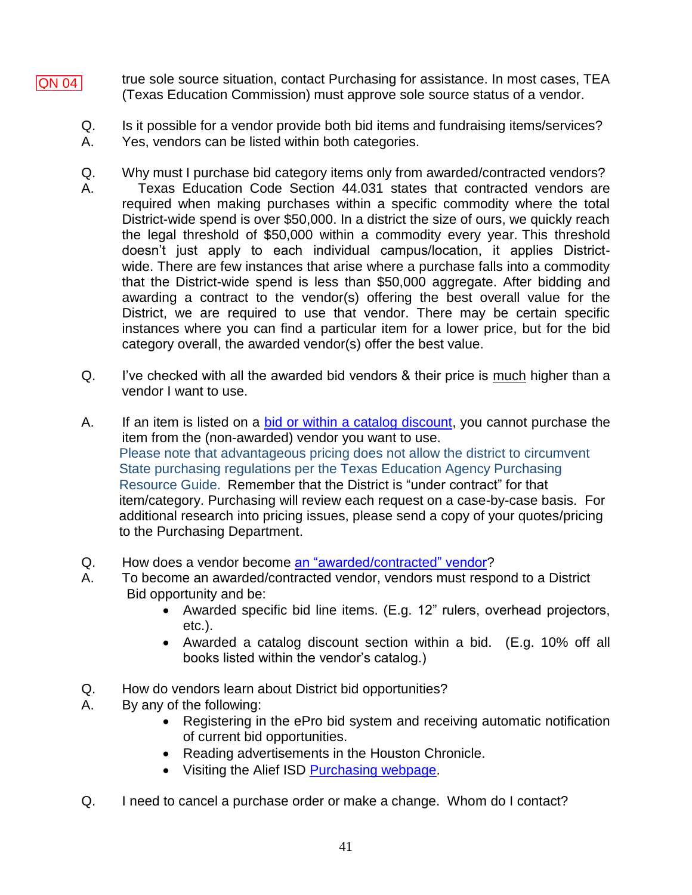QN 04

true sole source situation, contact Purchasing for assistance. In most cases, TEA (Texas Education Commission) must approve sole source status of a vendor.

Q. Is it possible for a vendor provide both bid items and fundraising items/services?
A. Yes, vendors can be listed within both categories.

Q. Why must I purchase bid category items only from awarded/contracted vendors?
A. Texas Education Code Section 44.031 states that contracted vendors are required when making purchases within a specific commodity where the total District-wide spend is over $50,000. In a district the size of ours, we quickly reach the legal threshold of $50,000 within a commodity every year. This threshold doesn't just apply to each individual campus/location, it applies District-wide. There are few instances that arise where a purchase falls into a commodity that the District-wide spend is less than $50,000 aggregate. After bidding and awarding a contract to the vendor(s) offering the best overall value for the District, we are required to use that vendor. There may be certain specific instances where you can find a particular item for a lower price, but for the bid category overall, the awarded vendor(s) offer the best value.

Q. I've checked with all the awarded bid vendors & their price is <u>much</u> higher than a vendor I want to use.

A. If an item is listed on a bid or within a catalog discount, you cannot purchase the item from the (non-awarded) vendor you want to use.
Please note that advantageous pricing does not allow the district to circumvent State purchasing regulations per the Texas Education Agency Purchasing Resource Guide. Remember that the District is "under contract" for that item/category. Purchasing will review each request on a case-by-case basis. For additional research into pricing issues, please send a copy of your quotes/pricing to the Purchasing Department.

Q. How does a vendor become an "awarded/contracted" vendor?
A. To become an awarded/contracted vendor, vendors must respond to a District Bid opportunity and be:
- Awarded specific bid line items. (E.g. 12" rulers, overhead projectors, etc.).
- Awarded a catalog discount section within a bid. (E.g. 10% off all books listed within the vendor's catalog.)

Q. How do vendors learn about District bid opportunities?
A. By any of the following:
- Registering in the ePro bid system and receiving automatic notification of current bid opportunities.
- Reading advertisements in the Houston Chronicle.
- Visiting the Alief ISD Purchasing webpage.

Q. I need to cancel a purchase order or make a change. Whom do I contact?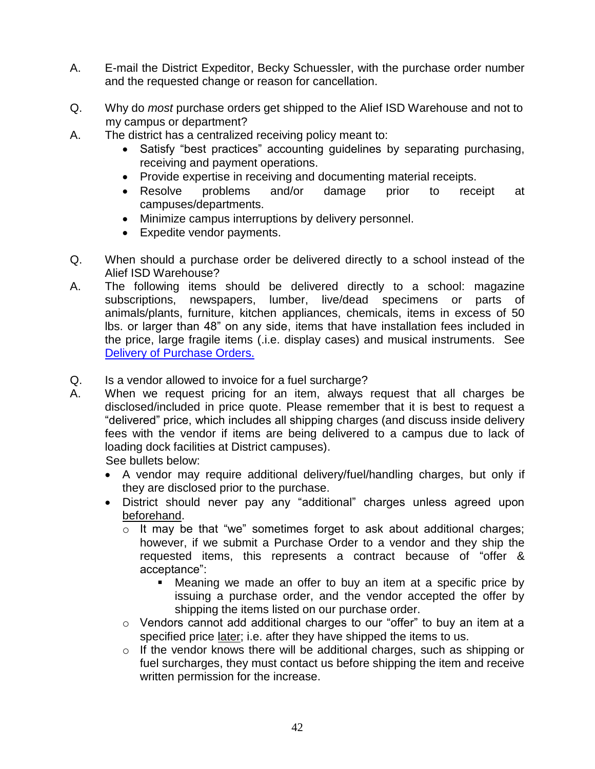A. E-mail the District Expeditor, Becky Schuessler, with the purchase order number and the requested change or reason for cancellation.

Q. Why do *most* purchase orders get shipped to the Alief ISD Warehouse and not to my campus or department?

A. The district has a centralized receiving policy meant to:

- Satisfy "best practices" accounting guidelines by separating purchasing, receiving and payment operations.
- Provide expertise in receiving and documenting material receipts.
- Resolve problems and/or damage prior to receipt at campuses/departments.
- Minimize campus interruptions by delivery personnel.
- Expedite vendor payments.

Q. When should a purchase order be delivered directly to a school instead of the Alief ISD Warehouse?

A. The following items should be delivered directly to a school: magazine subscriptions, newspapers, lumber, live/dead specimens or parts of animals/plants, furniture, kitchen appliances, chemicals, items in excess of 50 lbs. or larger than 48" on any side, items that have installation fees included in the price, large fragile items (i.e. display cases) and musical instruments. See Delivery of Purchase Orders.

Q. Is a vendor allowed to invoice for a fuel surcharge?

A. When we request pricing for an item, always request that all charges be disclosed/included in price quote. Please remember that it is best to request a "delivered" price, which includes all shipping charges (and discuss inside delivery fees with the vendor if items are being delivered to a campus due to lack of loading dock facilities at District campuses).

See bullets below:

- A vendor may require additional delivery/fuel/handling charges, but only if they are disclosed prior to the purchase.
- District should never pay any "additional" charges unless agreed upon <u>beforehand</u>.
  - It may be that "we" sometimes forget to ask about additional charges; however, if we submit a Purchase Order to a vendor and they ship the requested items, this represents a contract because of "offer & acceptance":
    - Meaning we made an offer to buy an item at a specific price by issuing a purchase order, and the vendor accepted the offer by shipping the items listed on our purchase order.
  - Vendors cannot add additional charges to our "offer" to buy an item at a specified price <u>later</u>; i.e. after they have shipped the items to us.
  - If the vendor knows there will be additional charges, such as shipping or fuel surcharges, they must contact us before shipping the item and receive written permission for the increase.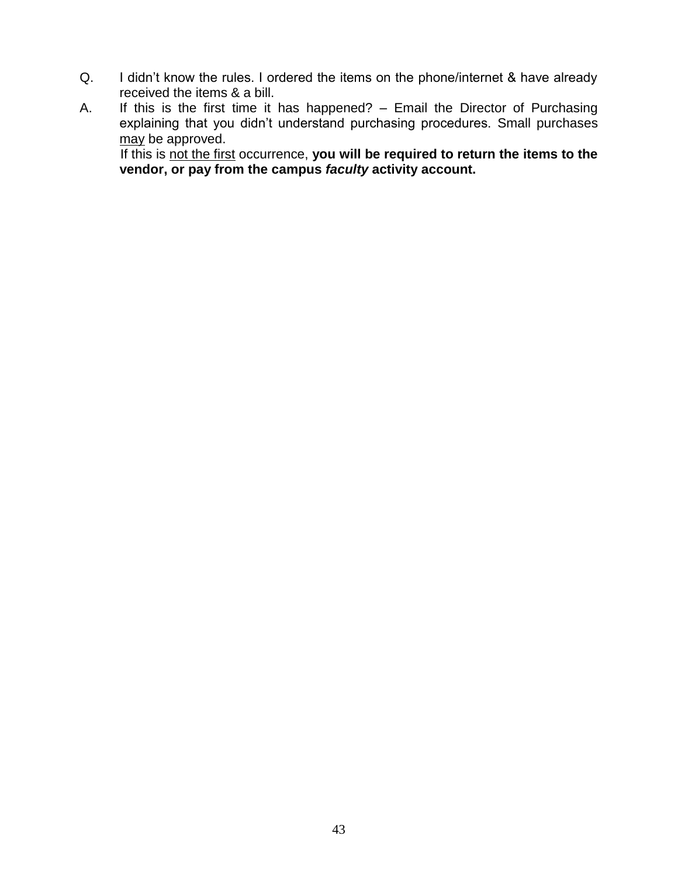Q. I didn't know the rules. I ordered the items on the phone/internet & have already received the items & a bill.

A. If this is the first time it has happened? – Email the Director of Purchasing explaining that you didn't understand purchasing procedures. Small purchases <u>may</u> be approved.

If this is <u>not the first</u> occurrence, **you will be required to return the items to the vendor, or pay from the campus *faculty* activity account.**